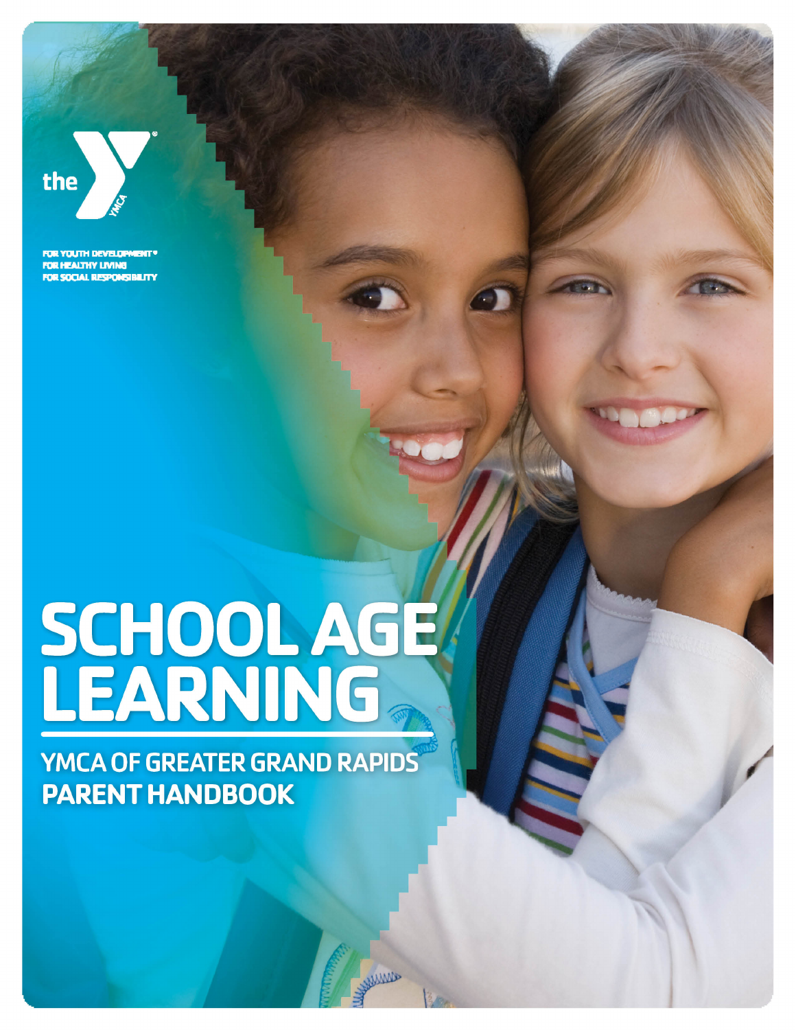the YMCA

FOR YOUTH DEVELOPMENT®
FOR HEALTHY LIVING
FOR SOCIAL RESPONSIBILITY

# SCHOOL AGE LEARNING

## YMCA OF GREATER GRAND RAPIDS PARENT HANDBOOK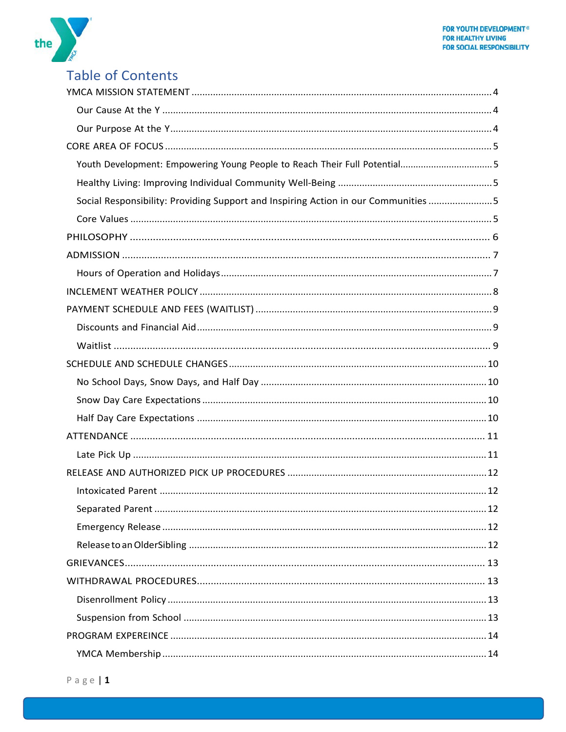# Table of Contents

YMCA MISSION STATEMENT ........ 4

- Our Cause At the Y ........ 4
- Our Purpose At the Y ........ 4

CORE AREA OF FOCUS ........ 5

- Youth Development: Empowering Young People to Reach Their Full Potential ........ 5
- Healthy Living: Improving Individual Community Well-Being ........ 5
- Social Responsibility: Providing Support and Inspiring Action in our Communities ........ 5
- Core Values ........ 5

PHILOSOPHY ........ 6

ADMISSION ........ 7

- Hours of Operation and Holidays ........ 7

INCLEMENT WEATHER POLICY ........ 8

PAYMENT SCHEDULE AND FEES (WAITLIST) ........ 9

- Discounts and Financial Aid ........ 9
- Waitlist ........ 9

SCHEDULE AND SCHEDULE CHANGES ........ 10

- No School Days, Snow Days, and Half Day ........ 10
- Snow Day Care Expectations ........ 10
- Half Day Care Expectations ........ 10

ATTENDANCE ........ 11

- Late Pick Up ........ 11

RELEASE AND AUTHORIZED PICK UP PROCEDURES ........ 12

- Intoxicated Parent ........ 12
- Separated Parent ........ 12
- Emergency Release ........ 12
- Release to an OlderSibling ........ 12

GRIEVANCES ........ 13

WITHDRAWAL PROCEDURES ........ 13

- Disenrollment Policy ........ 13
- Suspension from School ........ 13

PROGRAM EXPEREINCE ........ 14

- YMCA Membership ........ 14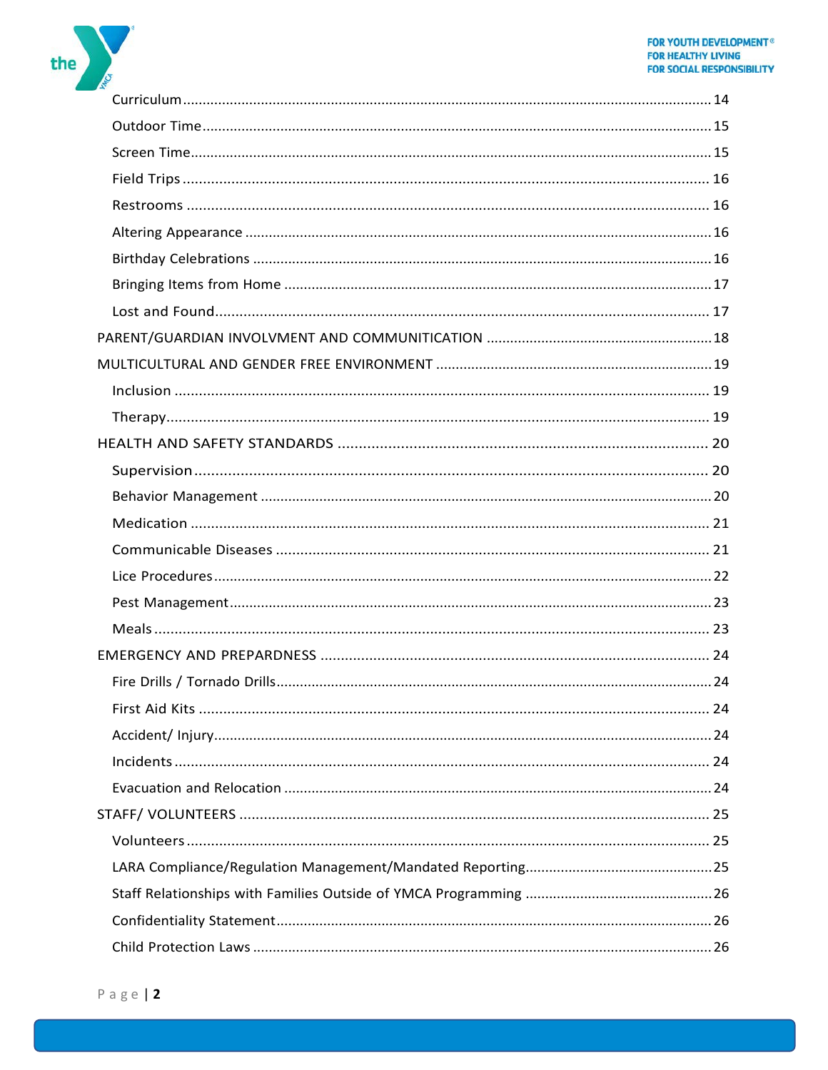Curriculum ..... 14

Outdoor Time ..... 15

Screen Time ..... 15

Field Trips ..... 16

Restrooms ..... 16

Altering Appearance ..... 16

Birthday Celebrations ..... 16

Bringing Items from Home ..... 17

Lost and Found ..... 17

PARENT/GUARDIAN INVOLVMENT AND COMMUNITICATION ..... 18

MULTICULTURAL AND GENDER FREE ENVIRONMENT ..... 19

Inclusion ..... 19

Therapy ..... 19

HEALTH AND SAFETY STANDARDS ..... 20

Supervision ..... 20

Behavior Management ..... 20

Medication ..... 21

Communicable Diseases ..... 21

Lice Procedures ..... 22

Pest Management ..... 23

Meals ..... 23

EMERGENCY AND PREPARDNESS ..... 24

Fire Drills / Tornado Drills ..... 24

First Aid Kits ..... 24

Accident/ Injury ..... 24

Incidents ..... 24

Evacuation and Relocation ..... 24

STAFF/ VOLUNTEERS ..... 25

Volunteers ..... 25

LARA Compliance/Regulation Management/Mandated Reporting ..... 25

Staff Relationships with Families Outside of YMCA Programming ..... 26

Confidentiality Statement ..... 26

Child Protection Laws ..... 26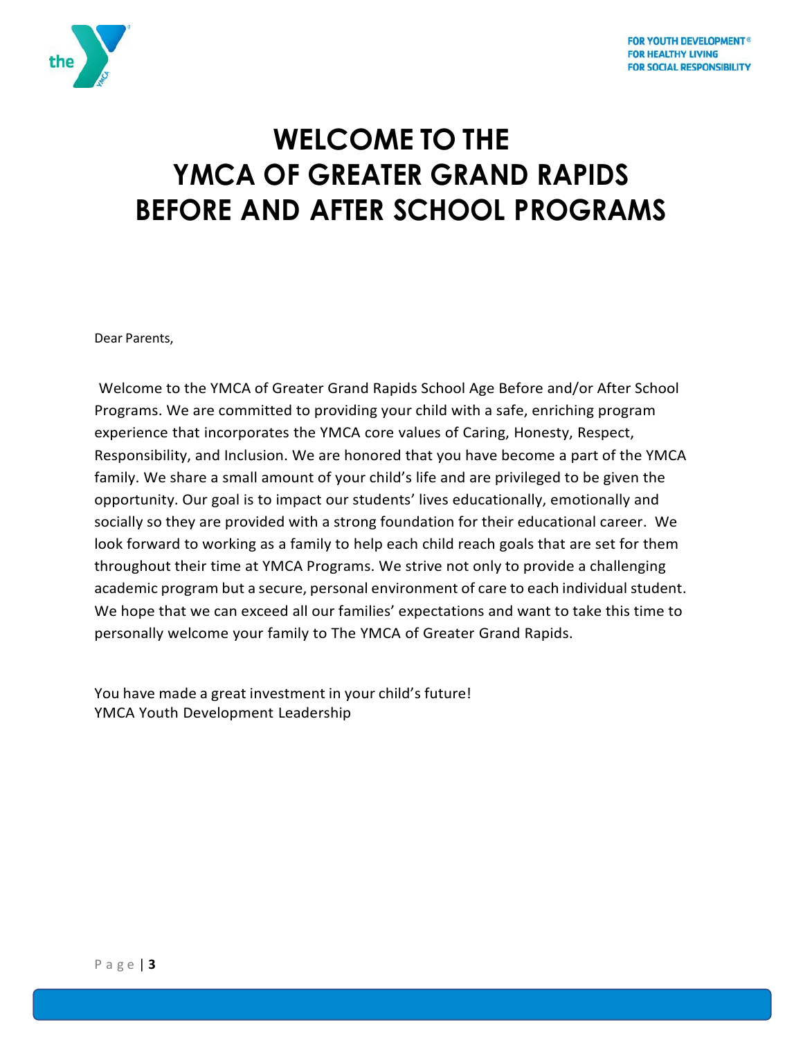# WELCOME TO THE YMCA OF GREATER GRAND RAPIDS BEFORE AND AFTER SCHOOL PROGRAMS

Dear Parents,

Welcome to the YMCA of Greater Grand Rapids School Age Before and/or After School Programs. We are committed to providing your child with a safe, enriching program experience that incorporates the YMCA core values of Caring, Honesty, Respect, Responsibility, and Inclusion. We are honored that you have become a part of the YMCA family. We share a small amount of your child's life and are privileged to be given the opportunity. Our goal is to impact our students' lives educationally, emotionally and socially so they are provided with a strong foundation for their educational career. We look forward to working as a family to help each child reach goals that are set for them throughout their time at YMCA Programs. We strive not only to provide a challenging academic program but a secure, personal environment of care to each individual student. We hope that we can exceed all our families' expectations and want to take this time to personally welcome your family to The YMCA of Greater Grand Rapids.

You have made a great investment in your child's future!
YMCA Youth Development Leadership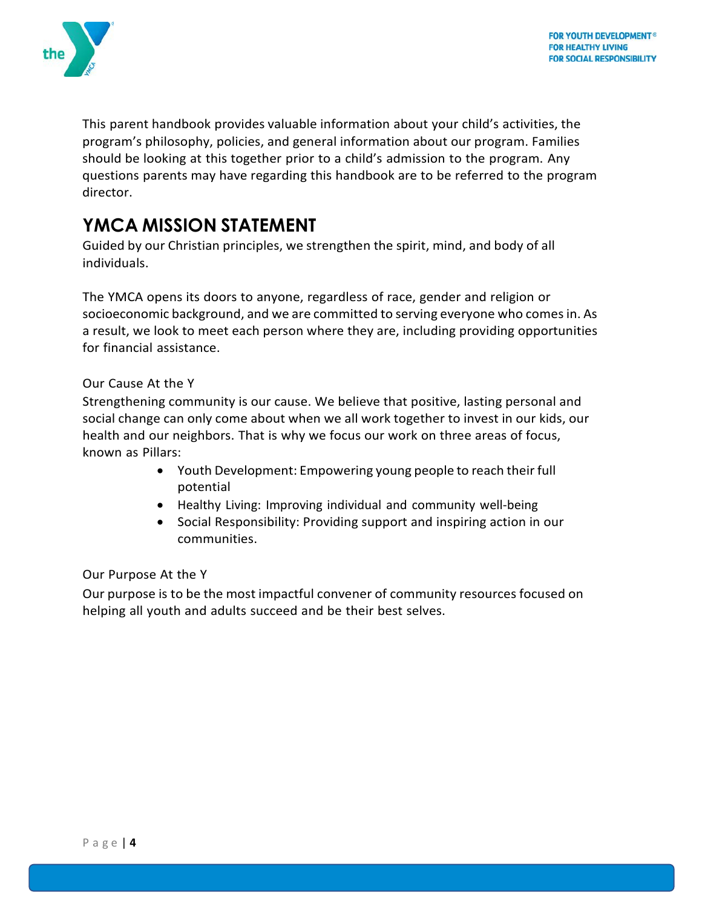This parent handbook provides valuable information about your child's activities, the program's philosophy, policies, and general information about our program. Families should be looking at this together prior to a child's admission to the program. Any questions parents may have regarding this handbook are to be referred to the program director.

## YMCA MISSION STATEMENT

Guided by our Christian principles, we strengthen the spirit, mind, and body of all individuals.

The YMCA opens its doors to anyone, regardless of race, gender and religion or socioeconomic background, and we are committed to serving everyone who comes in. As a result, we look to meet each person where they are, including providing opportunities for financial assistance.

Our Cause At the Y

Strengthening community is our cause. We believe that positive, lasting personal and social change can only come about when we all work together to invest in our kids, our health and our neighbors. That is why we focus our work on three areas of focus, known as Pillars:

- Youth Development: Empowering young people to reach their full potential
- Healthy Living: Improving individual and community well-being
- Social Responsibility: Providing support and inspiring action in our communities.

Our Purpose At the Y

Our purpose is to be the most impactful convener of community resources focused on helping all youth and adults succeed and be their best selves.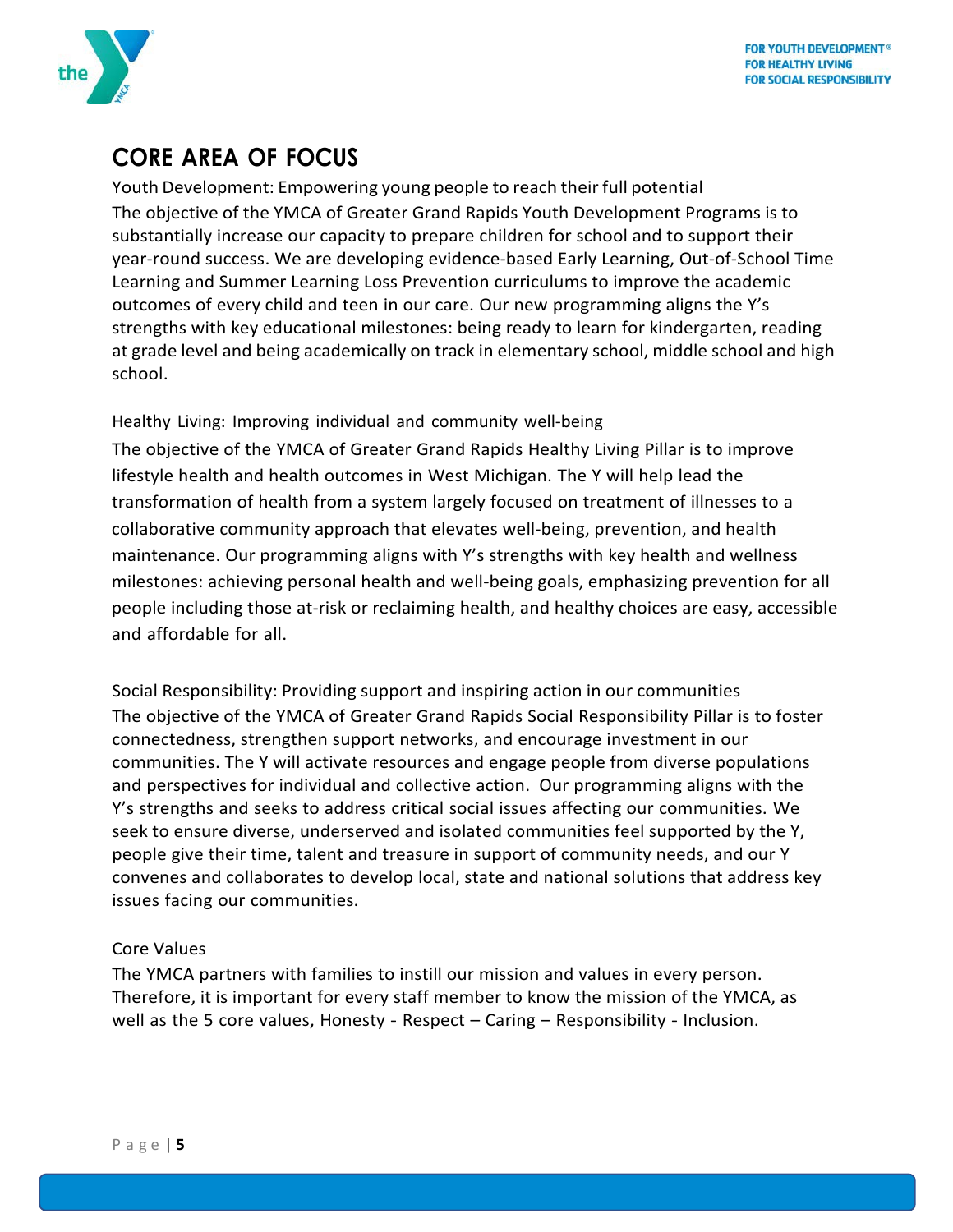## CORE AREA OF FOCUS

Youth Development: Empowering young people to reach their full potential

The objective of the YMCA of Greater Grand Rapids Youth Development Programs is to substantially increase our capacity to prepare children for school and to support their year-round success. We are developing evidence-based Early Learning, Out-of-School Time Learning and Summer Learning Loss Prevention curriculums to improve the academic outcomes of every child and teen in our care. Our new programming aligns the Y's strengths with key educational milestones: being ready to learn for kindergarten, reading at grade level and being academically on track in elementary school, middle school and high school.

Healthy Living: Improving individual and community well-being

The objective of the YMCA of Greater Grand Rapids Healthy Living Pillar is to improve lifestyle health and health outcomes in West Michigan. The Y will help lead the transformation of health from a system largely focused on treatment of illnesses to a collaborative community approach that elevates well-being, prevention, and health maintenance. Our programming aligns with Y's strengths with key health and wellness milestones: achieving personal health and well-being goals, emphasizing prevention for all people including those at-risk or reclaiming health, and healthy choices are easy, accessible and affordable for all.

Social Responsibility: Providing support and inspiring action in our communities

The objective of the YMCA of Greater Grand Rapids Social Responsibility Pillar is to foster connectedness, strengthen support networks, and encourage investment in our communities. The Y will activate resources and engage people from diverse populations and perspectives for individual and collective action. Our programming aligns with the Y's strengths and seeks to address critical social issues affecting our communities. We seek to ensure diverse, underserved and isolated communities feel supported by the Y, people give their time, talent and treasure in support of community needs, and our Y convenes and collaborates to develop local, state and national solutions that address key issues facing our communities.

Core Values

The YMCA partners with families to instill our mission and values in every person. Therefore, it is important for every staff member to know the mission of the YMCA, as well as the 5 core values, Honesty - Respect – Caring – Responsibility - Inclusion.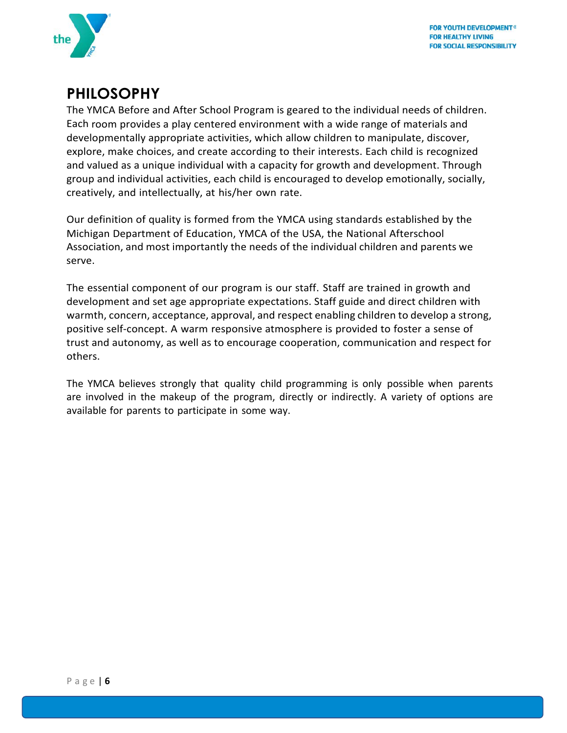# PHILOSOPHY

The YMCA Before and After School Program is geared to the individual needs of children. Each room provides a play centered environment with a wide range of materials and developmentally appropriate activities, which allow children to manipulate, discover, explore, make choices, and create according to their interests. Each child is recognized and valued as a unique individual with a capacity for growth and development. Through group and individual activities, each child is encouraged to develop emotionally, socially, creatively, and intellectually, at his/her own rate.

Our definition of quality is formed from the YMCA using standards established by the Michigan Department of Education, YMCA of the USA, the National Afterschool Association, and most importantly the needs of the individual children and parents we serve.

The essential component of our program is our staff. Staff are trained in growth and development and set age appropriate expectations. Staff guide and direct children with warmth, concern, acceptance, approval, and respect enabling children to develop a strong, positive self-concept. A warm responsive atmosphere is provided to foster a sense of trust and autonomy, as well as to encourage cooperation, communication and respect for others.

The YMCA believes strongly that quality child programming is only possible when parents are involved in the makeup of the program, directly or indirectly. A variety of options are available for parents to participate in some way.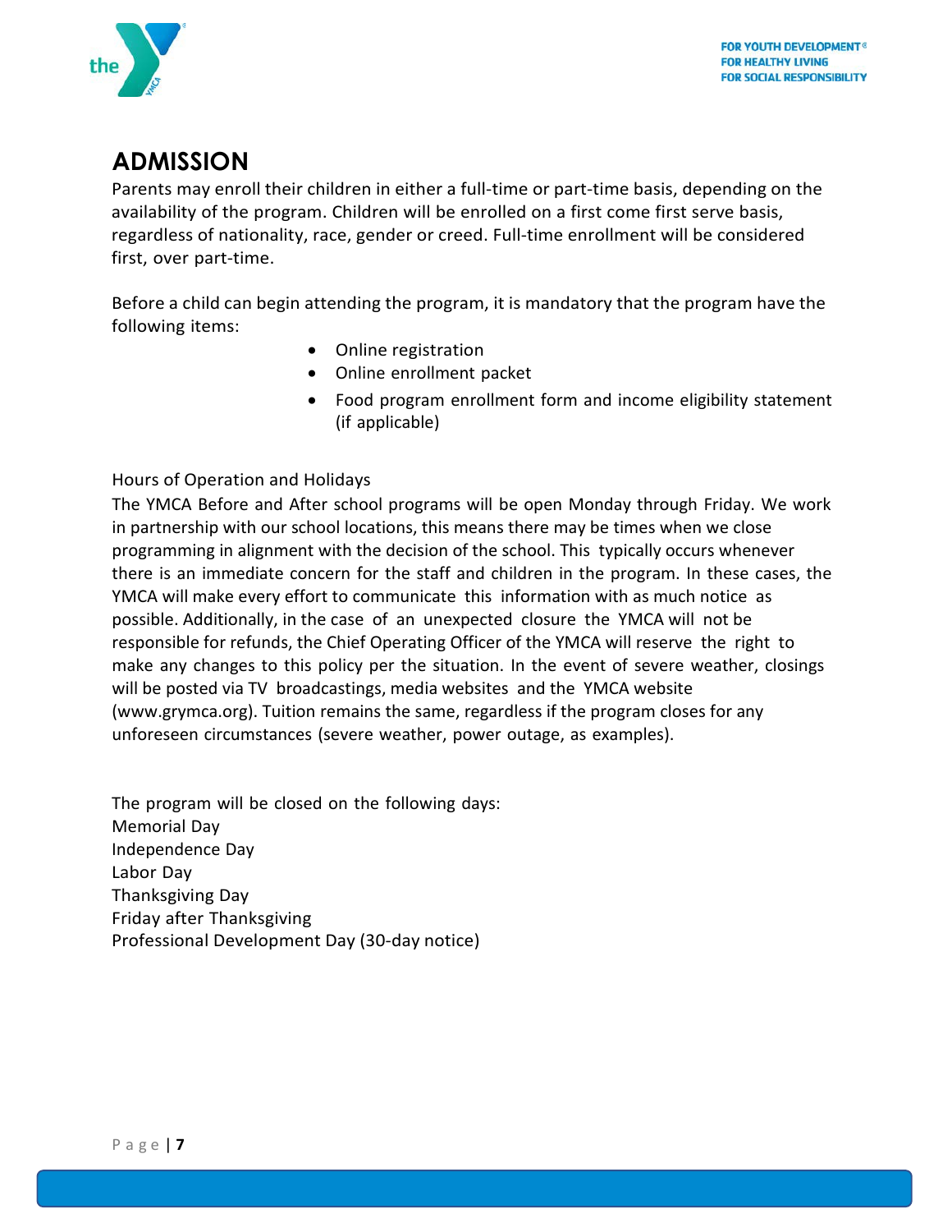# ADMISSION

Parents may enroll their children in either a full-time or part-time basis, depending on the availability of the program. Children will be enrolled on a first come first serve basis, regardless of nationality, race, gender or creed. Full-time enrollment will be considered first, over part-time.

Before a child can begin attending the program, it is mandatory that the program have the following items:

- Online registration
- Online enrollment packet
- Food program enrollment form and income eligibility statement (if applicable)

Hours of Operation and Holidays

The YMCA Before and After school programs will be open Monday through Friday. We work in partnership with our school locations, this means there may be times when we close programming in alignment with the decision of the school. This typically occurs whenever there is an immediate concern for the staff and children in the program. In these cases, the YMCA will make every effort to communicate this information with as much notice as possible. Additionally, in the case of an unexpected closure the YMCA will not be responsible for refunds, the Chief Operating Officer of the YMCA will reserve the right to make any changes to this policy per the situation. In the event of severe weather, closings will be posted via TV broadcastings, media websites and the YMCA website (www.grymca.org). Tuition remains the same, regardless if the program closes for any unforeseen circumstances (severe weather, power outage, as examples).

The program will be closed on the following days:
Memorial Day
Independence Day
Labor Day
Thanksgiving Day
Friday after Thanksgiving
Professional Development Day (30-day notice)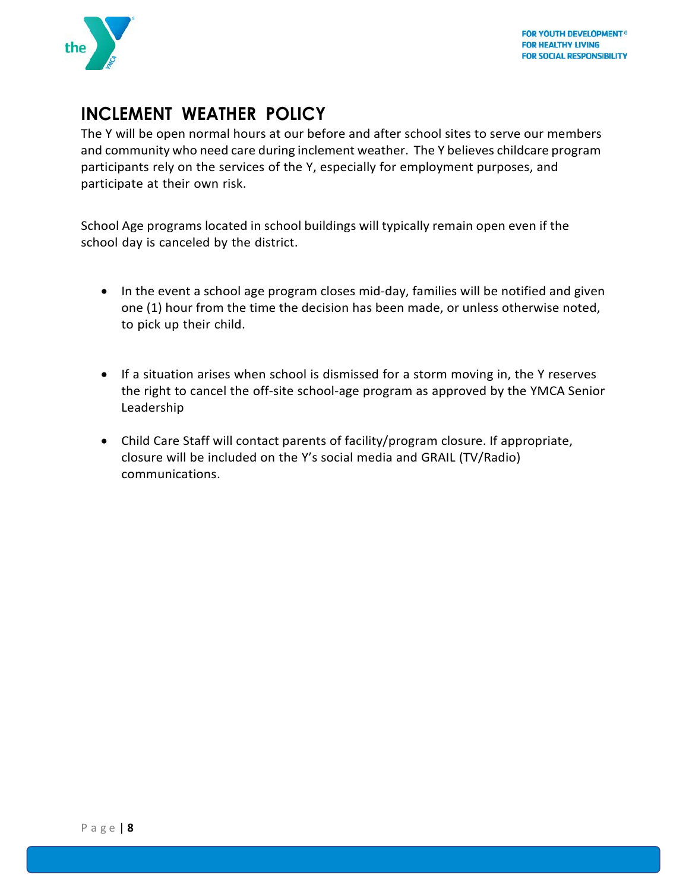# INCLEMENT WEATHER POLICY

The Y will be open normal hours at our before and after school sites to serve our members and community who need care during inclement weather. The Y believes childcare program participants rely on the services of the Y, especially for employment purposes, and participate at their own risk.

School Age programs located in school buildings will typically remain open even if the school day is canceled by the district.

- In the event a school age program closes mid-day, families will be notified and given one (1) hour from the time the decision has been made, or unless otherwise noted, to pick up their child.

- If a situation arises when school is dismissed for a storm moving in, the Y reserves the right to cancel the off-site school-age program as approved by the YMCA Senior Leadership

- Child Care Staff will contact parents of facility/program closure. If appropriate, closure will be included on the Y's social media and GRAIL (TV/Radio) communications.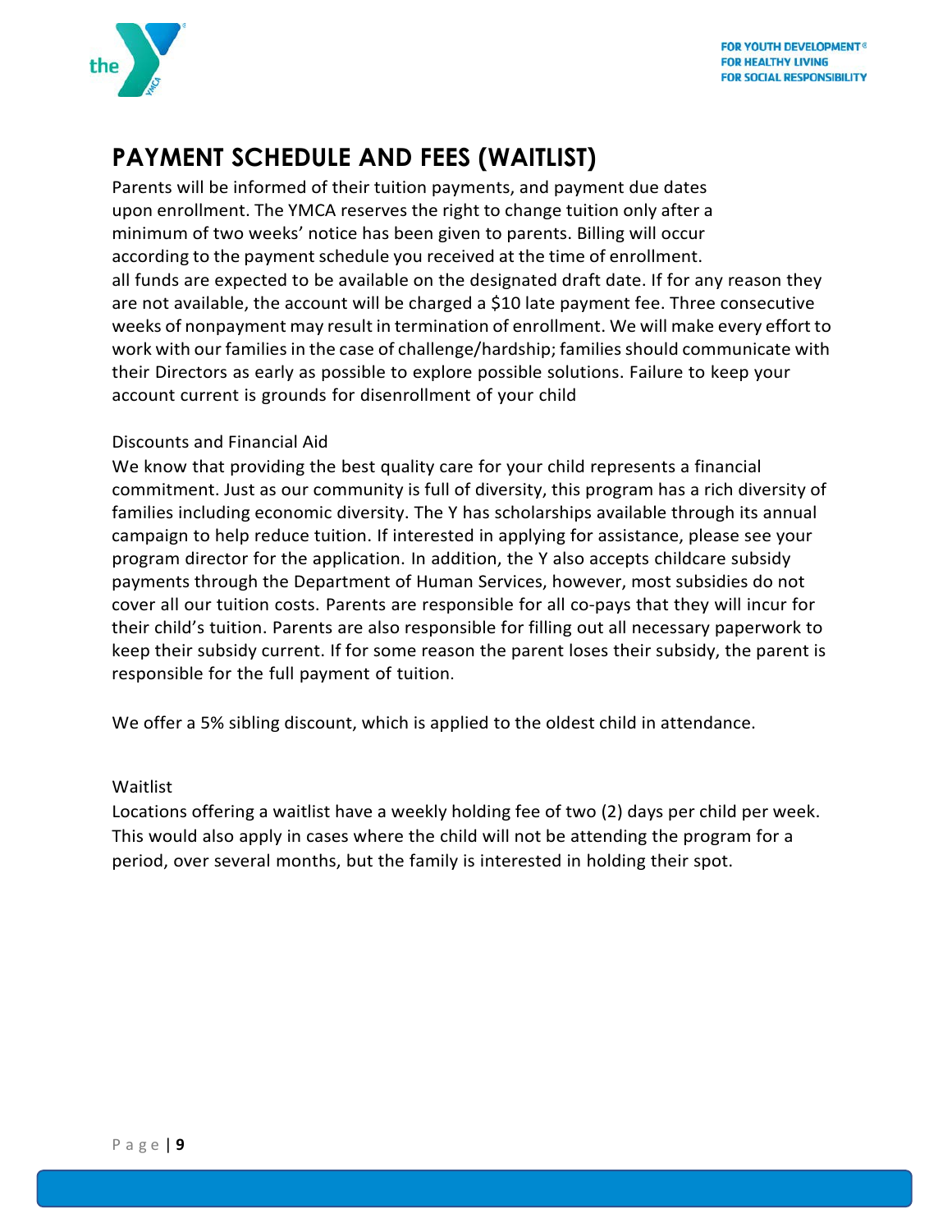## PAYMENT SCHEDULE AND FEES (WAITLIST)

Parents will be informed of their tuition payments, and payment due dates upon enrollment. The YMCA reserves the right to change tuition only after a minimum of two weeks' notice has been given to parents. Billing will occur according to the payment schedule you received at the time of enrollment. all funds are expected to be available on the designated draft date. If for any reason they are not available, the account will be charged a $10 late payment fee. Three consecutive weeks of nonpayment may result in termination of enrollment. We will make every effort to work with our families in the case of challenge/hardship; families should communicate with their Directors as early as possible to explore possible solutions. Failure to keep your account current is grounds for disenrollment of your child

Discounts and Financial Aid

We know that providing the best quality care for your child represents a financial commitment. Just as our community is full of diversity, this program has a rich diversity of families including economic diversity. The Y has scholarships available through its annual campaign to help reduce tuition. If interested in applying for assistance, please see your program director for the application. In addition, the Y also accepts childcare subsidy payments through the Department of Human Services, however, most subsidies do not cover all our tuition costs. Parents are responsible for all co-pays that they will incur for their child's tuition. Parents are also responsible for filling out all necessary paperwork to keep their subsidy current. If for some reason the parent loses their subsidy, the parent is responsible for the full payment of tuition.

We offer a 5% sibling discount, which is applied to the oldest child in attendance.

Waitlist

Locations offering a waitlist have a weekly holding fee of two (2) days per child per week. This would also apply in cases where the child will not be attending the program for a period, over several months, but the family is interested in holding their spot.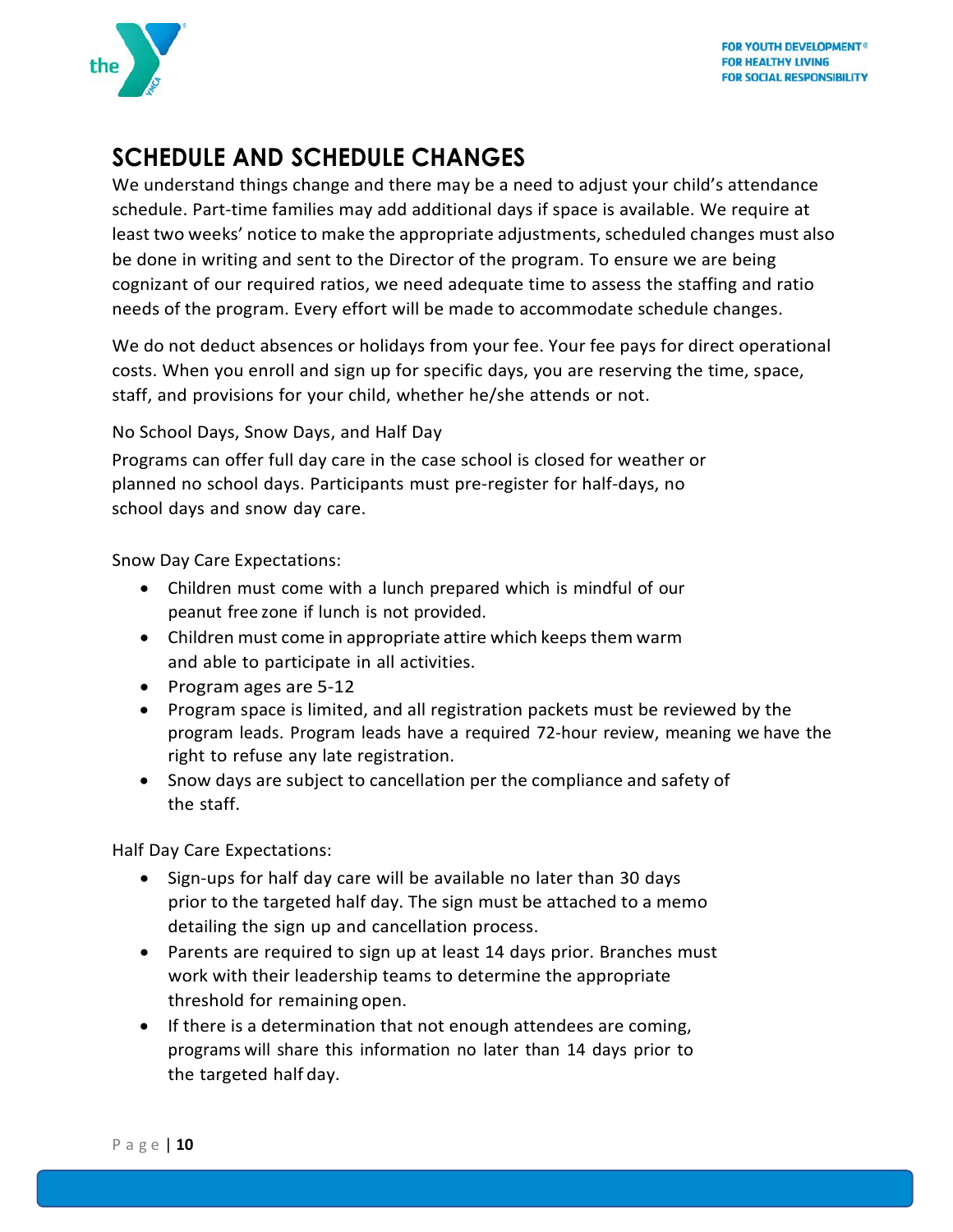## SCHEDULE AND SCHEDULE CHANGES

We understand things change and there may be a need to adjust your child's attendance schedule. Part-time families may add additional days if space is available. We require at least two weeks' notice to make the appropriate adjustments, scheduled changes must also be done in writing and sent to the Director of the program. To ensure we are being cognizant of our required ratios, we need adequate time to assess the staffing and ratio needs of the program. Every effort will be made to accommodate schedule changes.

We do not deduct absences or holidays from your fee. Your fee pays for direct operational costs. When you enroll and sign up for specific days, you are reserving the time, space, staff, and provisions for your child, whether he/she attends or not.

No School Days, Snow Days, and Half Day

Programs can offer full day care in the case school is closed for weather or planned no school days. Participants must pre-register for half-days, no school days and snow day care.

Snow Day Care Expectations:

- Children must come with a lunch prepared which is mindful of our peanut free zone if lunch is not provided.
- Children must come in appropriate attire which keeps them warm and able to participate in all activities.
- Program ages are 5-12
- Program space is limited, and all registration packets must be reviewed by the program leads. Program leads have a required 72-hour review, meaning we have the right to refuse any late registration.
- Snow days are subject to cancellation per the compliance and safety of the staff.

Half Day Care Expectations:

- Sign-ups for half day care will be available no later than 30 days prior to the targeted half day. The sign must be attached to a memo detailing the sign up and cancellation process.
- Parents are required to sign up at least 14 days prior. Branches must work with their leadership teams to determine the appropriate threshold for remaining open.
- If there is a determination that not enough attendees are coming, programs will share this information no later than 14 days prior to the targeted half day.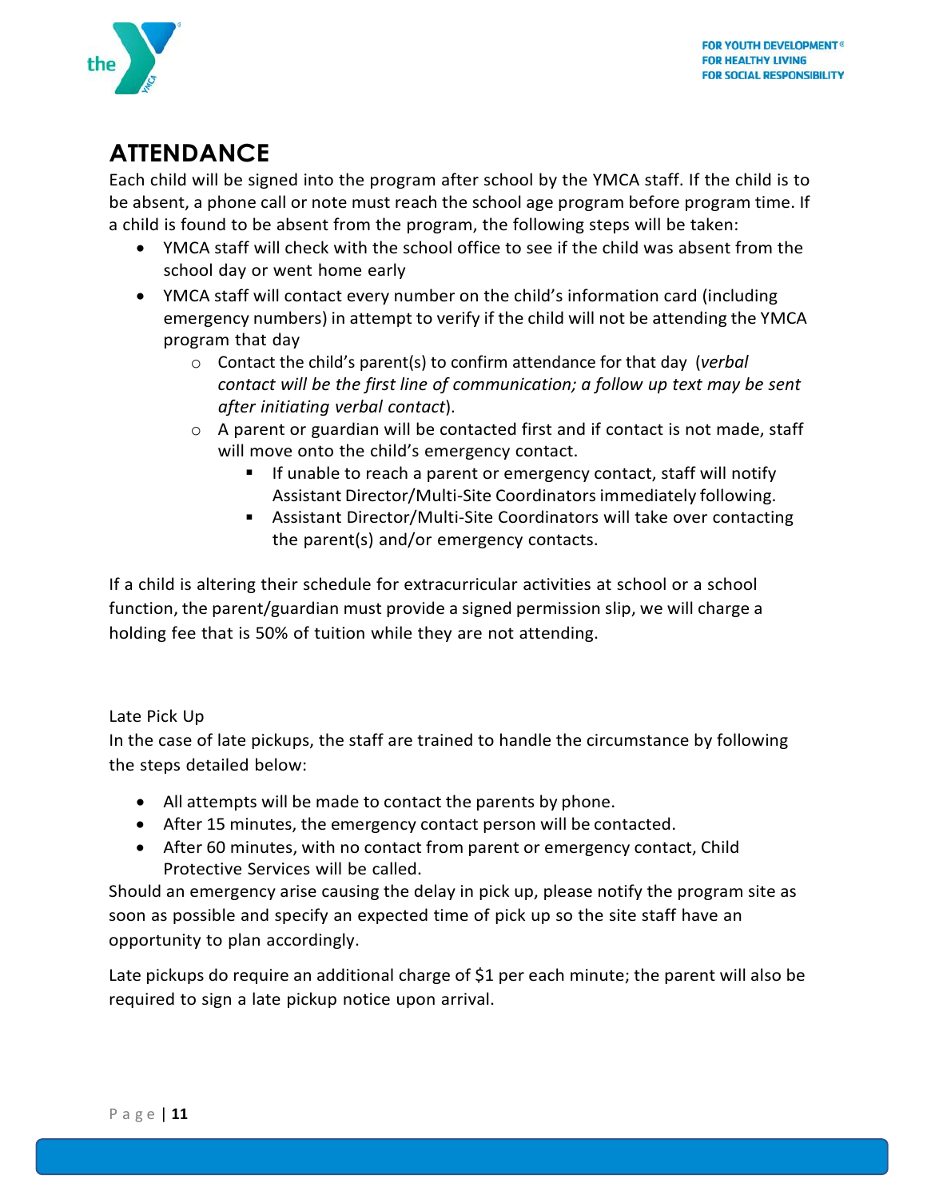# ATTENDANCE

Each child will be signed into the program after school by the YMCA staff. If the child is to be absent, a phone call or note must reach the school age program before program time. If a child is found to be absent from the program, the following steps will be taken:

- YMCA staff will check with the school office to see if the child was absent from the school day or went home early
- YMCA staff will contact every number on the child's information card (including emergency numbers) in attempt to verify if the child will not be attending the YMCA program that day
    - Contact the child's parent(s) to confirm attendance for that day (*verbal contact will be the first line of communication; a follow up text may be sent after initiating verbal contact*).
    - A parent or guardian will be contacted first and if contact is not made, staff will move onto the child's emergency contact.
        - If unable to reach a parent or emergency contact, staff will notify Assistant Director/Multi-Site Coordinators immediately following.
        - Assistant Director/Multi-Site Coordinators will take over contacting the parent(s) and/or emergency contacts.

If a child is altering their schedule for extracurricular activities at school or a school function, the parent/guardian must provide a signed permission slip, we will charge a holding fee that is 50% of tuition while they are not attending.

Late Pick Up

In the case of late pickups, the staff are trained to handle the circumstance by following the steps detailed below:

- All attempts will be made to contact the parents by phone.
- After 15 minutes, the emergency contact person will be contacted.
- After 60 minutes, with no contact from parent or emergency contact, Child Protective Services will be called.

Should an emergency arise causing the delay in pick up, please notify the program site as soon as possible and specify an expected time of pick up so the site staff have an opportunity to plan accordingly.

Late pickups do require an additional charge of $1 per each minute; the parent will also be required to sign a late pickup notice upon arrival.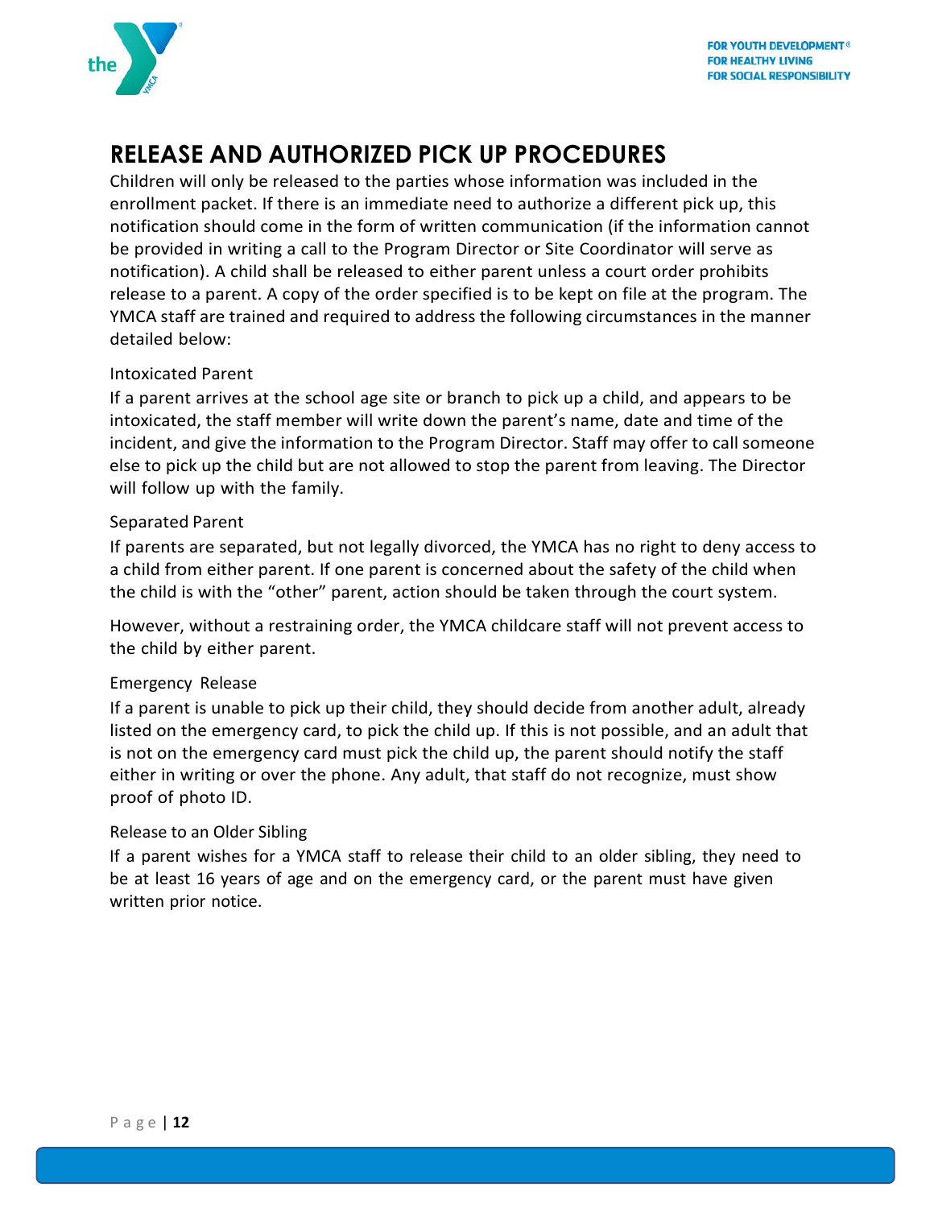## RELEASE AND AUTHORIZED PICK UP PROCEDURES

Children will only be released to the parties whose information was included in the enrollment packet. If there is an immediate need to authorize a different pick up, this notification should come in the form of written communication (if the information cannot be provided in writing a call to the Program Director or Site Coordinator will serve as notification). A child shall be released to either parent unless a court order prohibits release to a parent. A copy of the order specified is to be kept on file at the program. The YMCA staff are trained and required to address the following circumstances in the manner detailed below:

### Intoxicated Parent

If a parent arrives at the school age site or branch to pick up a child, and appears to be intoxicated, the staff member will write down the parent's name, date and time of the incident, and give the information to the Program Director. Staff may offer to call someone else to pick up the child but are not allowed to stop the parent from leaving. The Director will follow up with the family.

### Separated Parent

If parents are separated, but not legally divorced, the YMCA has no right to deny access to a child from either parent. If one parent is concerned about the safety of the child when the child is with the "other" parent, action should be taken through the court system.

However, without a restraining order, the YMCA childcare staff will not prevent access to the child by either parent.

### Emergency Release

If a parent is unable to pick up their child, they should decide from another adult, already listed on the emergency card, to pick the child up. If this is not possible, and an adult that is not on the emergency card must pick the child up, the parent should notify the staff either in writing or over the phone. Any adult, that staff do not recognize, must show proof of photo ID.

### Release to an Older Sibling

If a parent wishes for a YMCA staff to release their child to an older sibling, they need to be at least 16 years of age and on the emergency card, or the parent must have given written prior notice.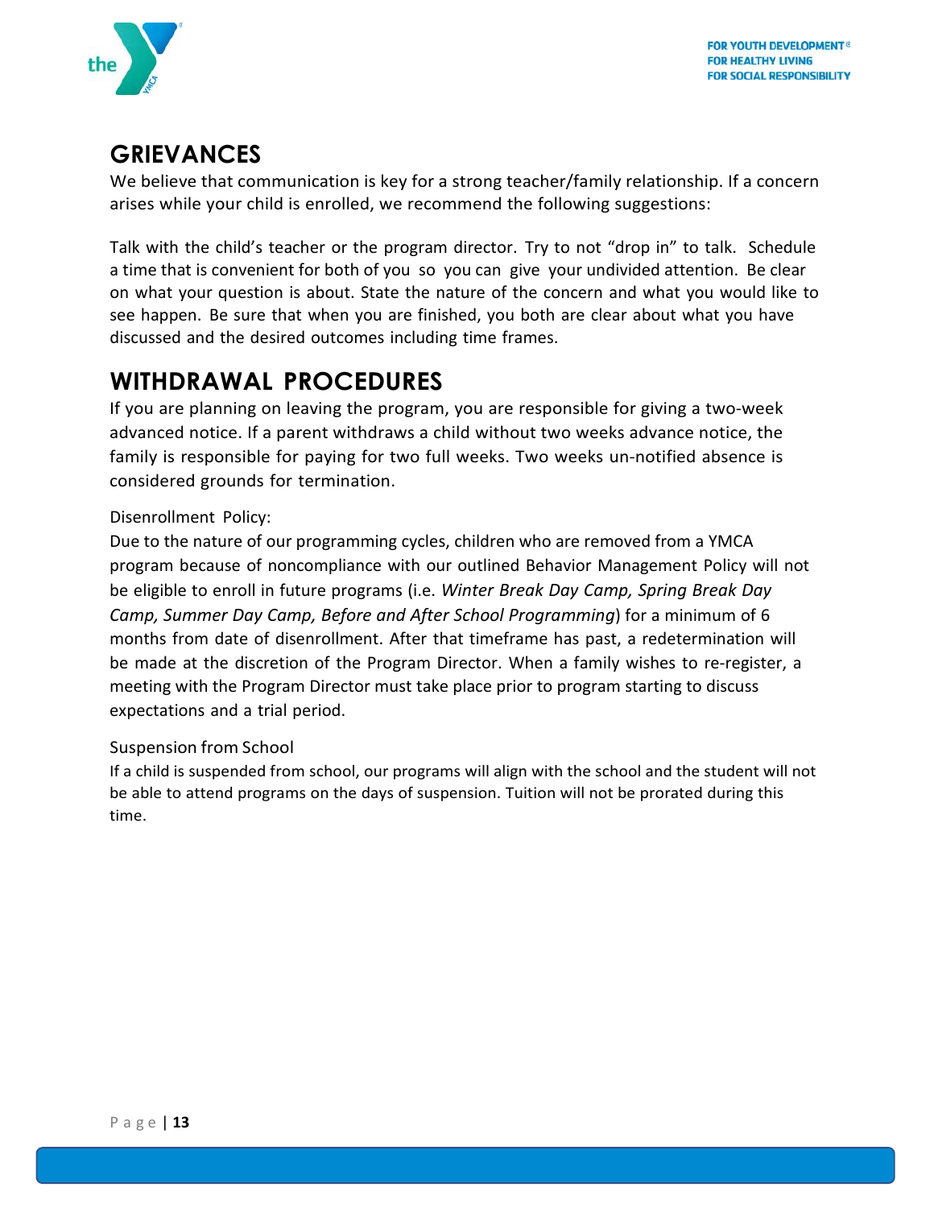## GRIEVANCES

We believe that communication is key for a strong teacher/family relationship. If a concern arises while your child is enrolled, we recommend the following suggestions:

Talk with the child's teacher or the program director. Try to not "drop in" to talk. Schedule a time that is convenient for both of you so you can give your undivided attention. Be clear on what your question is about. State the nature of the concern and what you would like to see happen. Be sure that when you are finished, you both are clear about what you have discussed and the desired outcomes including time frames.

## WITHDRAWAL PROCEDURES

If you are planning on leaving the program, you are responsible for giving a two-week advanced notice. If a parent withdraws a child without two weeks advance notice, the family is responsible for paying for two full weeks. Two weeks un-notified absence is considered grounds for termination.

Disenrollment Policy:

Due to the nature of our programming cycles, children who are removed from a YMCA program because of noncompliance with our outlined Behavior Management Policy will not be eligible to enroll in future programs (i.e. *Winter Break Day Camp, Spring Break Day Camp, Summer Day Camp, Before and After School Programming*) for a minimum of 6 months from date of disenrollment. After that timeframe has past, a redetermination will be made at the discretion of the Program Director. When a family wishes to re-register, a meeting with the Program Director must take place prior to program starting to discuss expectations and a trial period.

Suspension from School

If a child is suspended from school, our programs will align with the school and the student will not be able to attend programs on the days of suspension. Tuition will not be prorated during this time.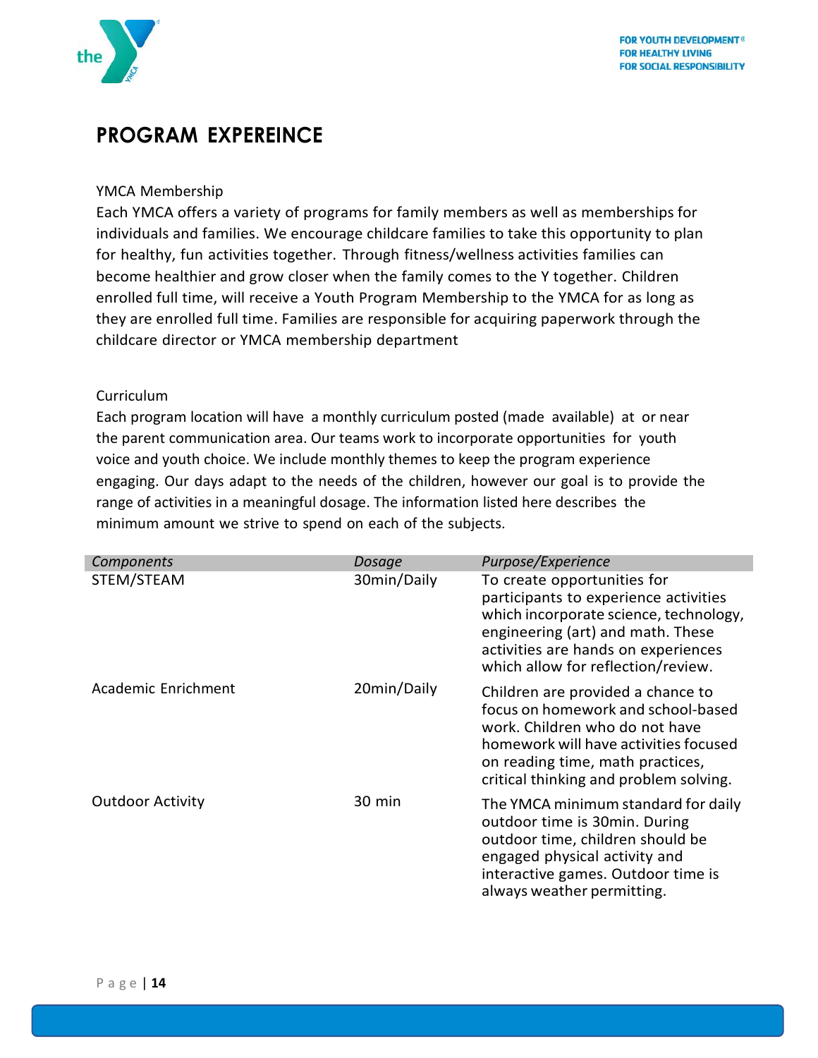# PROGRAM EXPEREINCE

YMCA Membership

Each YMCA offers a variety of programs for family members as well as memberships for individuals and families. We encourage childcare families to take this opportunity to plan for healthy, fun activities together. Through fitness/wellness activities families can become healthier and grow closer when the family comes to the Y together. Children enrolled full time, will receive a Youth Program Membership to the YMCA for as long as they are enrolled full time. Families are responsible for acquiring paperwork through the childcare director or YMCA membership department

Curriculum

Each program location will have a monthly curriculum posted (made available) at or near the parent communication area. Our teams work to incorporate opportunities for youth voice and youth choice. We include monthly themes to keep the program experience engaging. Our days adapt to the needs of the children, however our goal is to provide the range of activities in a meaningful dosage. The information listed here describes the minimum amount we strive to spend on each of the subjects.

| *Components* | *Dosage* | *Purpose/Experience* |
|---|---|---|
| STEM/STEAM | 30min/Daily | To create opportunities for participants to experience activities which incorporate science, technology, engineering (art) and math. These activities are hands on experiences which allow for reflection/review. |
| Academic Enrichment | 20min/Daily | Children are provided a chance to focus on homework and school-based work. Children who do not have homework will have activities focused on reading time, math practices, critical thinking and problem solving. |
| Outdoor Activity | 30 min | The YMCA minimum standard for daily outdoor time is 30min. During outdoor time, children should be engaged physical activity and interactive games. Outdoor time is always weather permitting. |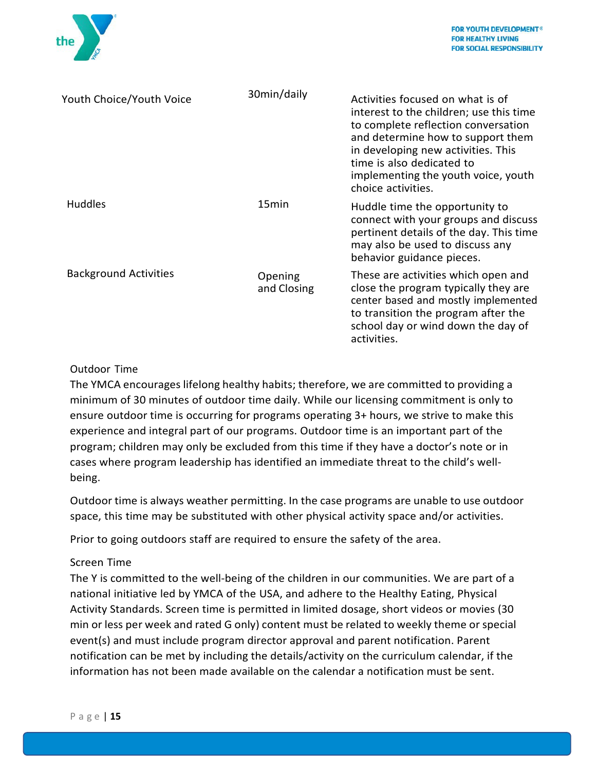| | | |
|---|---|---|
| Youth Choice/Youth Voice | 30min/daily | Activities focused on what is of interest to the children; use this time to complete reflection conversation and determine how to support them in developing new activities. This time is also dedicated to implementing the youth voice, youth choice activities. |
| Huddles | 15min | Huddle time the opportunity to connect with your groups and discuss pertinent details of the day. This time may also be used to discuss any behavior guidance pieces. |
| Background Activities | Opening and Closing | These are activities which open and close the program typically they are center based and mostly implemented to transition the program after the school day or wind down the day of activities. |

### Outdoor Time

The YMCA encourages lifelong healthy habits; therefore, we are committed to providing a minimum of 30 minutes of outdoor time daily. While our licensing commitment is only to ensure outdoor time is occurring for programs operating 3+ hours, we strive to make this experience and integral part of our programs. Outdoor time is an important part of the program; children may only be excluded from this time if they have a doctor's note or in cases where program leadership has identified an immediate threat to the child's well-being.

Outdoor time is always weather permitting. In the case programs are unable to use outdoor space, this time may be substituted with other physical activity space and/or activities.

Prior to going outdoors staff are required to ensure the safety of the area.

### Screen Time

The Y is committed to the well-being of the children in our communities. We are part of a national initiative led by YMCA of the USA, and adhere to the Healthy Eating, Physical Activity Standards. Screen time is permitted in limited dosage, short videos or movies (30 min or less per week and rated G only) content must be related to weekly theme or special event(s) and must include program director approval and parent notification. Parent notification can be met by including the details/activity on the curriculum calendar, if the information has not been made available on the calendar a notification must be sent.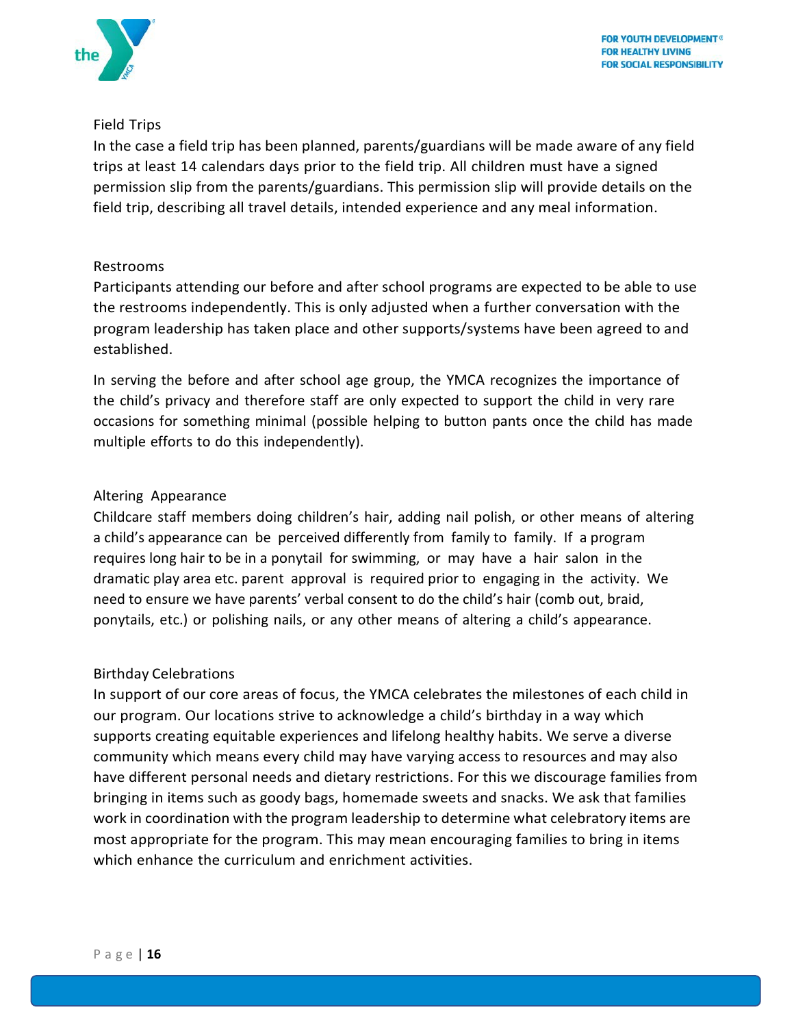## Field Trips

In the case a field trip has been planned, parents/guardians will be made aware of any field trips at least 14 calendars days prior to the field trip. All children must have a signed permission slip from the parents/guardians. This permission slip will provide details on the field trip, describing all travel details, intended experience and any meal information.

## Restrooms

Participants attending our before and after school programs are expected to be able to use the restrooms independently. This is only adjusted when a further conversation with the program leadership has taken place and other supports/systems have been agreed to and established.

In serving the before and after school age group, the YMCA recognizes the importance of the child's privacy and therefore staff are only expected to support the child in very rare occasions for something minimal (possible helping to button pants once the child has made multiple efforts to do this independently).

## Altering Appearance

Childcare staff members doing children's hair, adding nail polish, or other means of altering a child's appearance can be perceived differently from family to family. If a program requires long hair to be in a ponytail for swimming, or may have a hair salon in the dramatic play area etc. parent approval is required prior to engaging in the activity. We need to ensure we have parents' verbal consent to do the child's hair (comb out, braid, ponytails, etc.) or polishing nails, or any other means of altering a child's appearance.

## Birthday Celebrations

In support of our core areas of focus, the YMCA celebrates the milestones of each child in our program. Our locations strive to acknowledge a child's birthday in a way which supports creating equitable experiences and lifelong healthy habits. We serve a diverse community which means every child may have varying access to resources and may also have different personal needs and dietary restrictions. For this we discourage families from bringing in items such as goody bags, homemade sweets and snacks. We ask that families work in coordination with the program leadership to determine what celebratory items are most appropriate for the program. This may mean encouraging families to bring in items which enhance the curriculum and enrichment activities.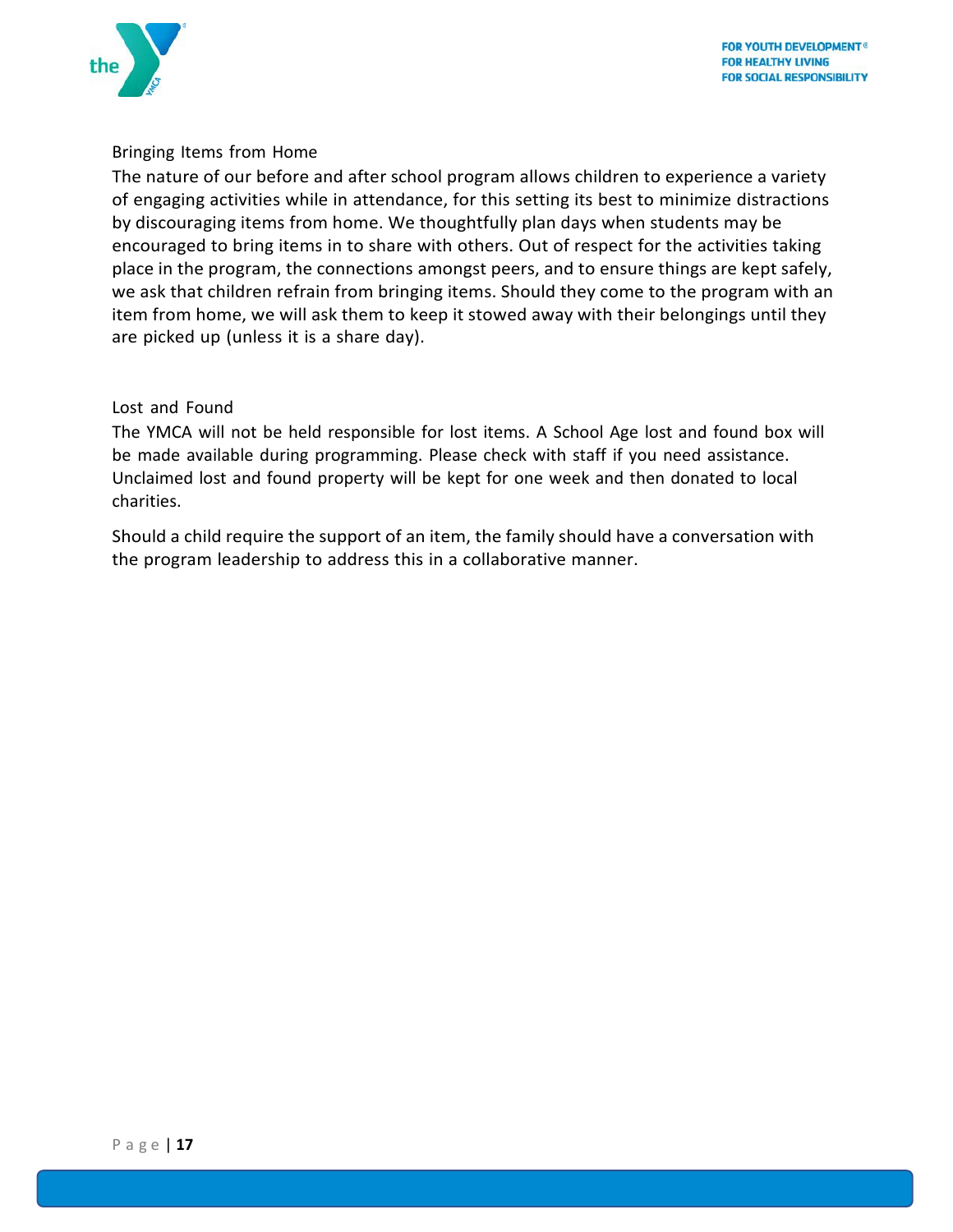## Bringing Items from Home

The nature of our before and after school program allows children to experience a variety of engaging activities while in attendance, for this setting its best to minimize distractions by discouraging items from home. We thoughtfully plan days when students may be encouraged to bring items in to share with others. Out of respect for the activities taking place in the program, the connections amongst peers, and to ensure things are kept safely, we ask that children refrain from bringing items. Should they come to the program with an item from home, we will ask them to keep it stowed away with their belongings until they are picked up (unless it is a share day).

## Lost and Found

The YMCA will not be held responsible for lost items. A School Age lost and found box will be made available during programming. Please check with staff if you need assistance. Unclaimed lost and found property will be kept for one week and then donated to local charities.

Should a child require the support of an item, the family should have a conversation with the program leadership to address this in a collaborative manner.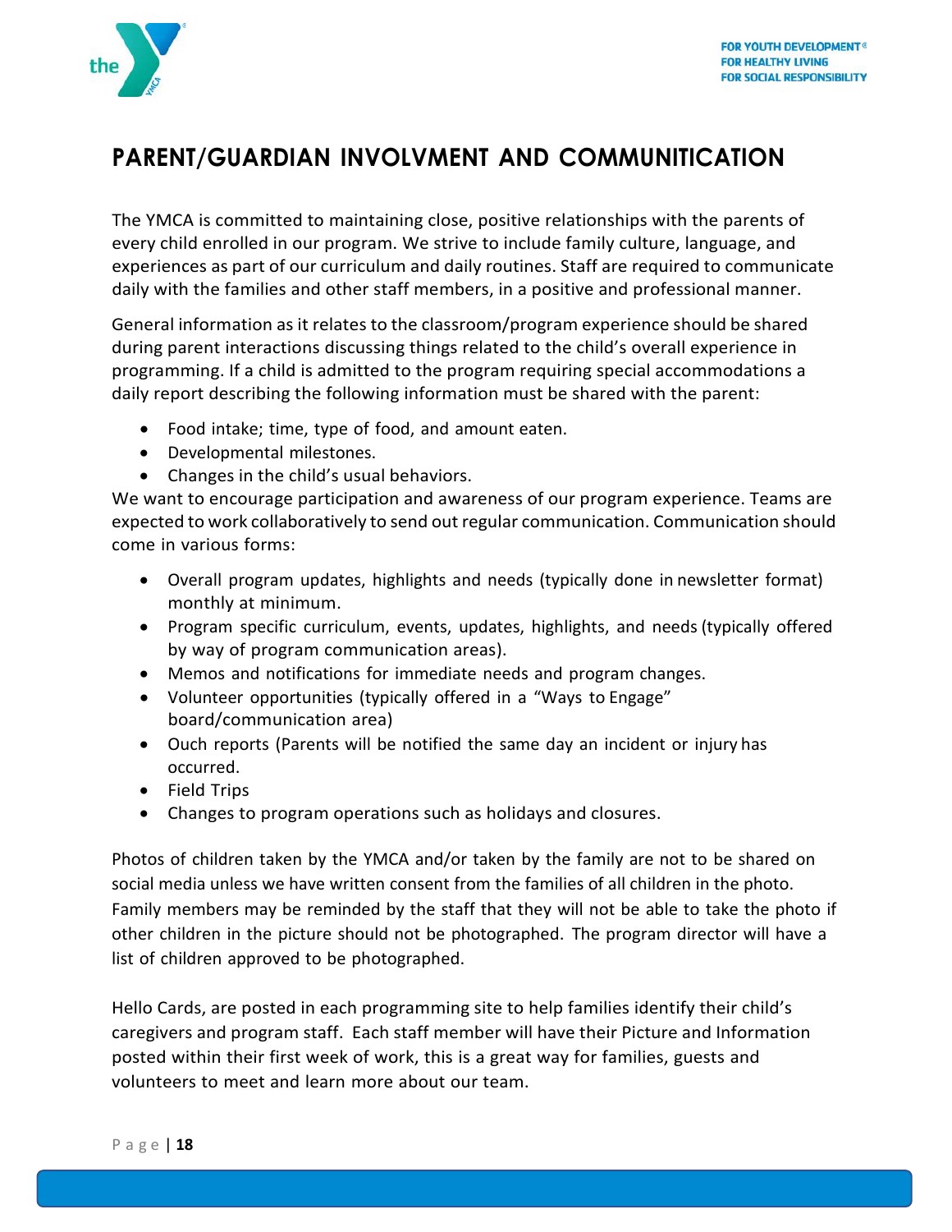## PARENT/GUARDIAN INVOLVMENT AND COMMUNITICATION

The YMCA is committed to maintaining close, positive relationships with the parents of every child enrolled in our program. We strive to include family culture, language, and experiences as part of our curriculum and daily routines. Staff are required to communicate daily with the families and other staff members, in a positive and professional manner.

General information as it relates to the classroom/program experience should be shared during parent interactions discussing things related to the child's overall experience in programming. If a child is admitted to the program requiring special accommodations a daily report describing the following information must be shared with the parent:

- Food intake; time, type of food, and amount eaten.
- Developmental milestones.
- Changes in the child's usual behaviors.

We want to encourage participation and awareness of our program experience. Teams are expected to work collaboratively to send out regular communication. Communication should come in various forms:

- Overall program updates, highlights and needs (typically done in newsletter format) monthly at minimum.
- Program specific curriculum, events, updates, highlights, and needs (typically offered by way of program communication areas).
- Memos and notifications for immediate needs and program changes.
- Volunteer opportunities (typically offered in a "Ways to Engage" board/communication area)
- Ouch reports (Parents will be notified the same day an incident or injury has occurred.
- Field Trips
- Changes to program operations such as holidays and closures.

Photos of children taken by the YMCA and/or taken by the family are not to be shared on social media unless we have written consent from the families of all children in the photo. Family members may be reminded by the staff that they will not be able to take the photo if other children in the picture should not be photographed. The program director will have a list of children approved to be photographed.

Hello Cards, are posted in each programming site to help families identify their child's caregivers and program staff. Each staff member will have their Picture and Information posted within their first week of work, this is a great way for families, guests and volunteers to meet and learn more about our team.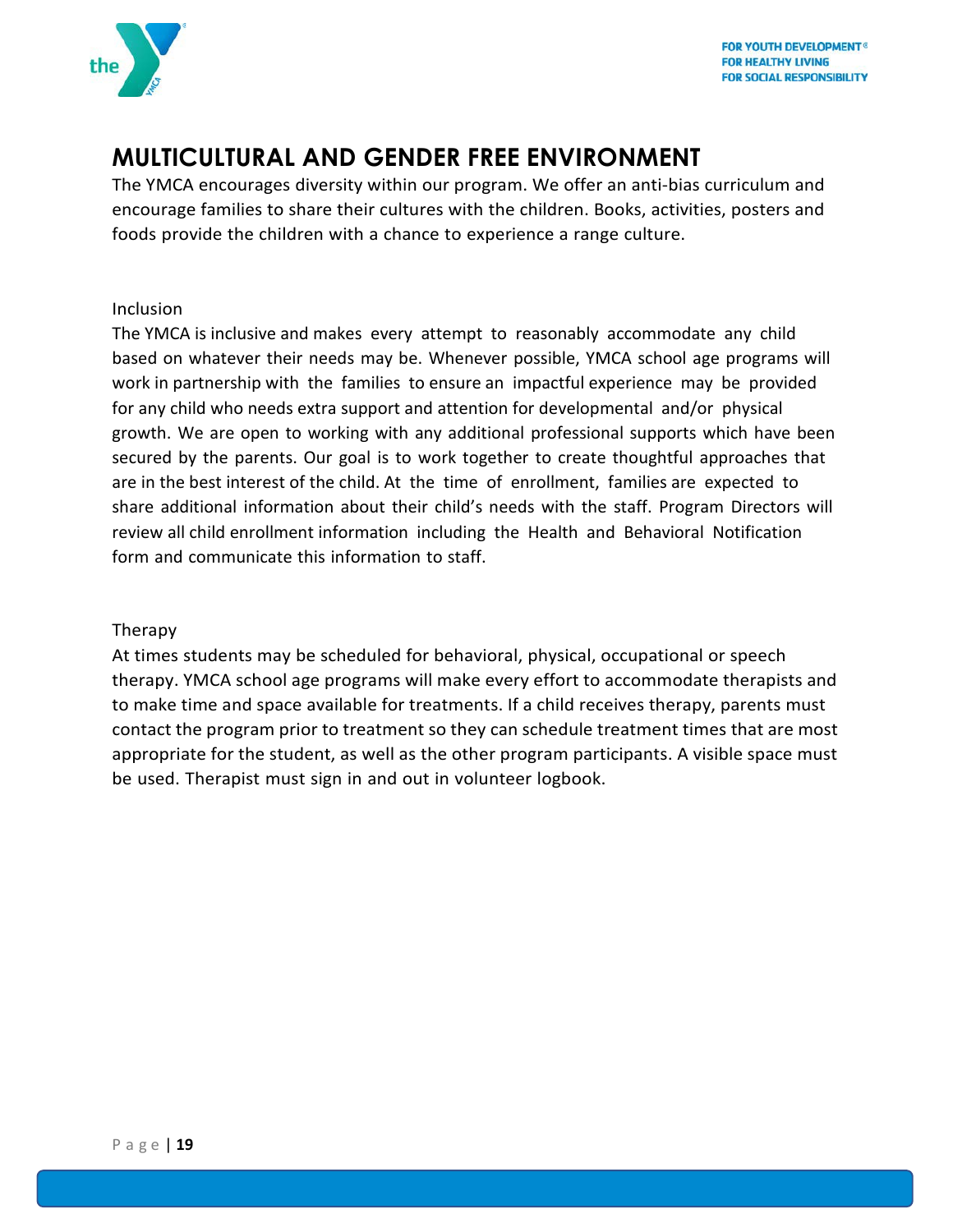## MULTICULTURAL AND GENDER FREE ENVIRONMENT

The YMCA encourages diversity within our program. We offer an anti-bias curriculum and encourage families to share their cultures with the children. Books, activities, posters and foods provide the children with a chance to experience a range culture.

### Inclusion

The YMCA is inclusive and makes every attempt to reasonably accommodate any child based on whatever their needs may be. Whenever possible, YMCA school age programs will work in partnership with the families to ensure an impactful experience may be provided for any child who needs extra support and attention for developmental and/or physical growth. We are open to working with any additional professional supports which have been secured by the parents. Our goal is to work together to create thoughtful approaches that are in the best interest of the child. At the time of enrollment, families are expected to share additional information about their child's needs with the staff. Program Directors will review all child enrollment information including the Health and Behavioral Notification form and communicate this information to staff.

### Therapy

At times students may be scheduled for behavioral, physical, occupational or speech therapy. YMCA school age programs will make every effort to accommodate therapists and to make time and space available for treatments. If a child receives therapy, parents must contact the program prior to treatment so they can schedule treatment times that are most appropriate for the student, as well as the other program participants. A visible space must be used. Therapist must sign in and out in volunteer logbook.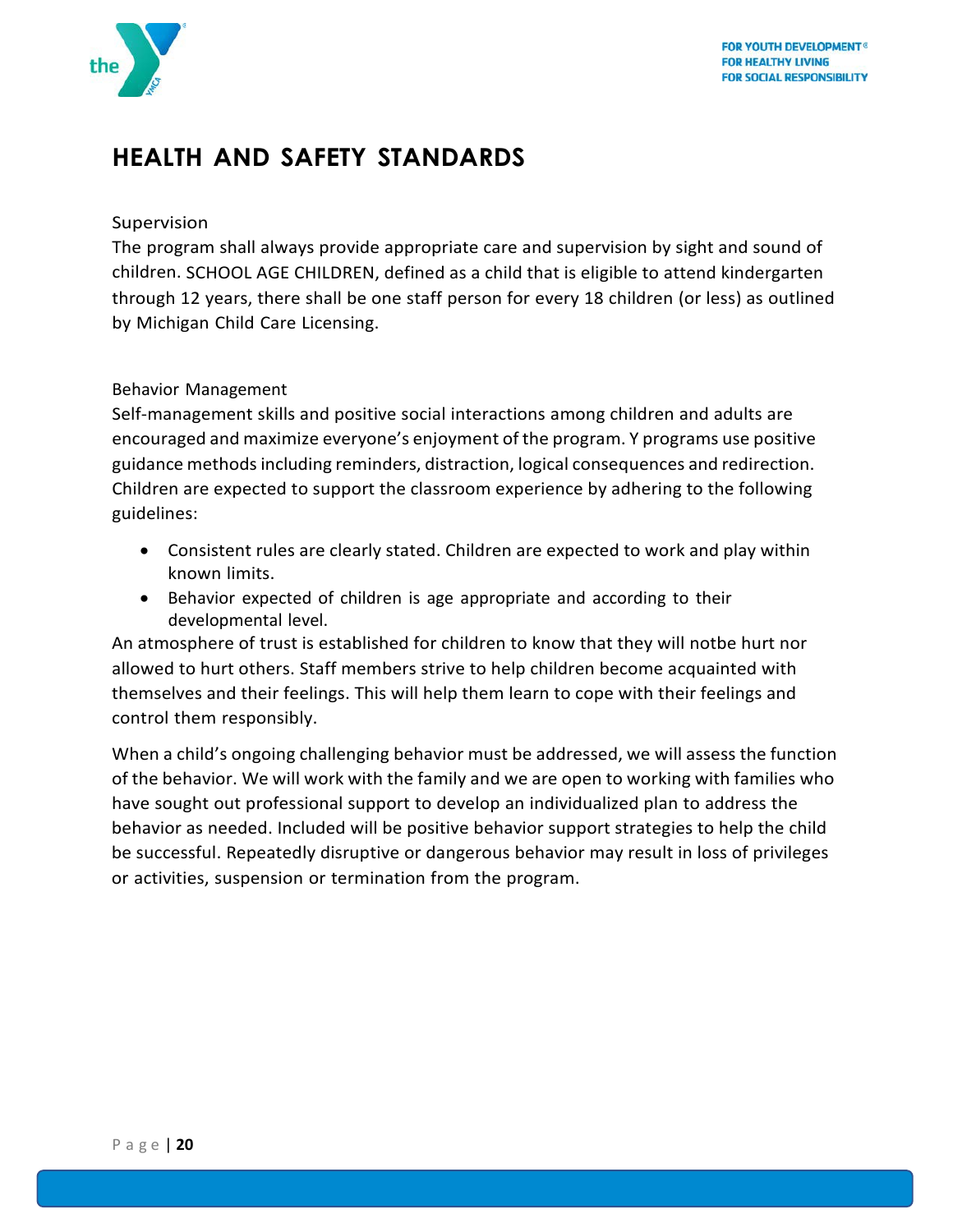# HEALTH AND SAFETY STANDARDS

Supervision

The program shall always provide appropriate care and supervision by sight and sound of children. SCHOOL AGE CHILDREN, defined as a child that is eligible to attend kindergarten through 12 years, there shall be one staff person for every 18 children (or less) as outlined by Michigan Child Care Licensing.

Behavior Management

Self-management skills and positive social interactions among children and adults are encouraged and maximize everyone's enjoyment of the program. Y programs use positive guidance methods including reminders, distraction, logical consequences and redirection. Children are expected to support the classroom experience by adhering to the following guidelines:

- Consistent rules are clearly stated. Children are expected to work and play within known limits.
- Behavior expected of children is age appropriate and according to their developmental level.

An atmosphere of trust is established for children to know that they will notbe hurt nor allowed to hurt others. Staff members strive to help children become acquainted with themselves and their feelings. This will help them learn to cope with their feelings and control them responsibly.

When a child's ongoing challenging behavior must be addressed, we will assess the function of the behavior. We will work with the family and we are open to working with families who have sought out professional support to develop an individualized plan to address the behavior as needed. Included will be positive behavior support strategies to help the child be successful. Repeatedly disruptive or dangerous behavior may result in loss of privileges or activities, suspension or termination from the program.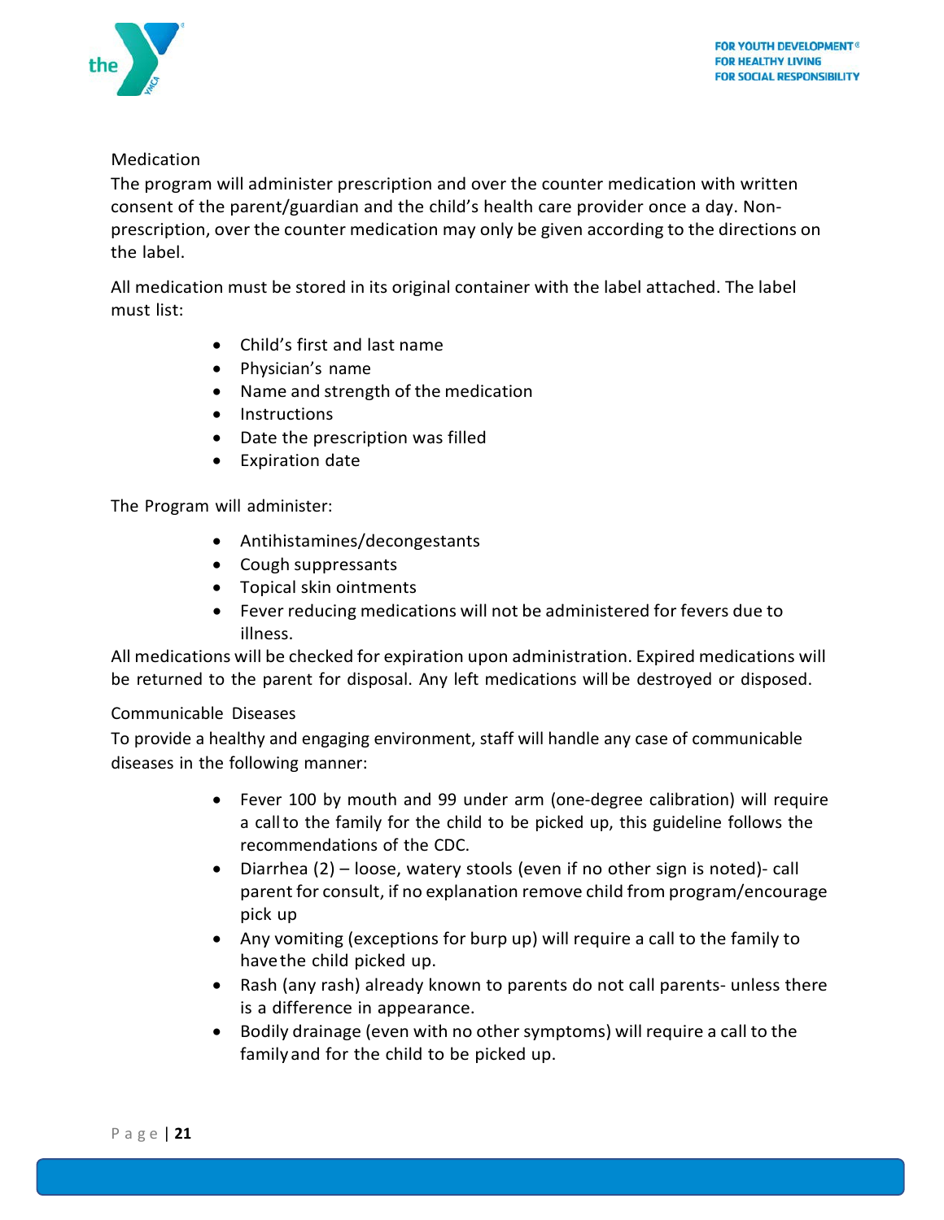## Medication

The program will administer prescription and over the counter medication with written consent of the parent/guardian and the child's health care provider once a day. Non-prescription, over the counter medication may only be given according to the directions on the label.

All medication must be stored in its original container with the label attached. The label must list:

- Child's first and last name
- Physician's name
- Name and strength of the medication
- Instructions
- Date the prescription was filled
- Expiration date

The Program will administer:

- Antihistamines/decongestants
- Cough suppressants
- Topical skin ointments
- Fever reducing medications will not be administered for fevers due to illness.

All medications will be checked for expiration upon administration. Expired medications will be returned to the parent for disposal. Any left medications will be destroyed or disposed.

## Communicable Diseases

To provide a healthy and engaging environment, staff will handle any case of communicable diseases in the following manner:

- Fever 100 by mouth and 99 under arm (one-degree calibration) will require a call to the family for the child to be picked up, this guideline follows the recommendations of the CDC.
- Diarrhea (2) – loose, watery stools (even if no other sign is noted)- call parent for consult, if no explanation remove child from program/encourage pick up
- Any vomiting (exceptions for burp up) will require a call to the family to have the child picked up.
- Rash (any rash) already known to parents do not call parents- unless there is a difference in appearance.
- Bodily drainage (even with no other symptoms) will require a call to the family and for the child to be picked up.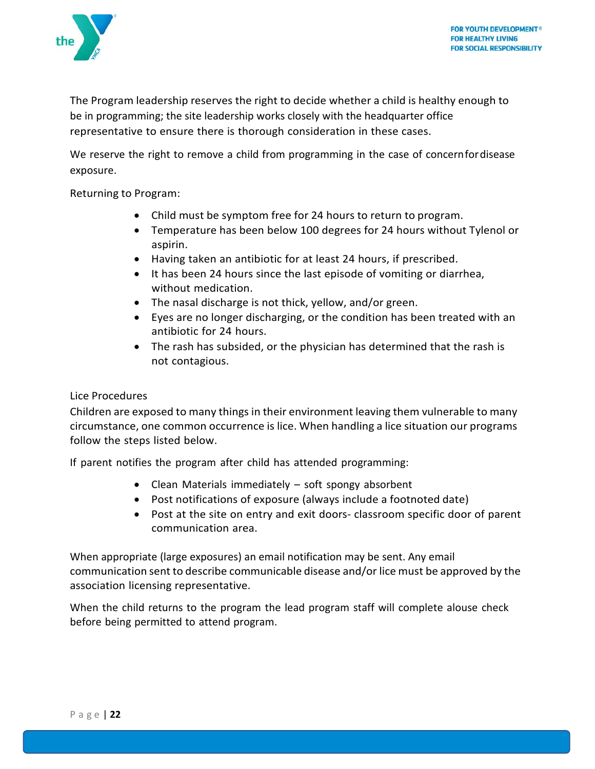The Program leadership reserves the right to decide whether a child is healthy enough to be in programming; the site leadership works closely with the headquarter office representative to ensure there is thorough consideration in these cases.

We reserve the right to remove a child from programming in the case of concern for disease exposure.

Returning to Program:

- Child must be symptom free for 24 hours to return to program.
- Temperature has been below 100 degrees for 24 hours without Tylenol or aspirin.
- Having taken an antibiotic for at least 24 hours, if prescribed.
- It has been 24 hours since the last episode of vomiting or diarrhea, without medication.
- The nasal discharge is not thick, yellow, and/or green.
- Eyes are no longer discharging, or the condition has been treated with an antibiotic for 24 hours.
- The rash has subsided, or the physician has determined that the rash is not contagious.

Lice Procedures

Children are exposed to many things in their environment leaving them vulnerable to many circumstance, one common occurrence is lice. When handling a lice situation our programs follow the steps listed below.

If parent notifies the program after child has attended programming:

- Clean Materials immediately – soft spongy absorbent
- Post notifications of exposure (always include a footnoted date)
- Post at the site on entry and exit doors- classroom specific door of parent communication area.

When appropriate (large exposures) an email notification may be sent. Any email communication sent to describe communicable disease and/or lice must be approved by the association licensing representative.

When the child returns to the program the lead program staff will complete alouse check before being permitted to attend program.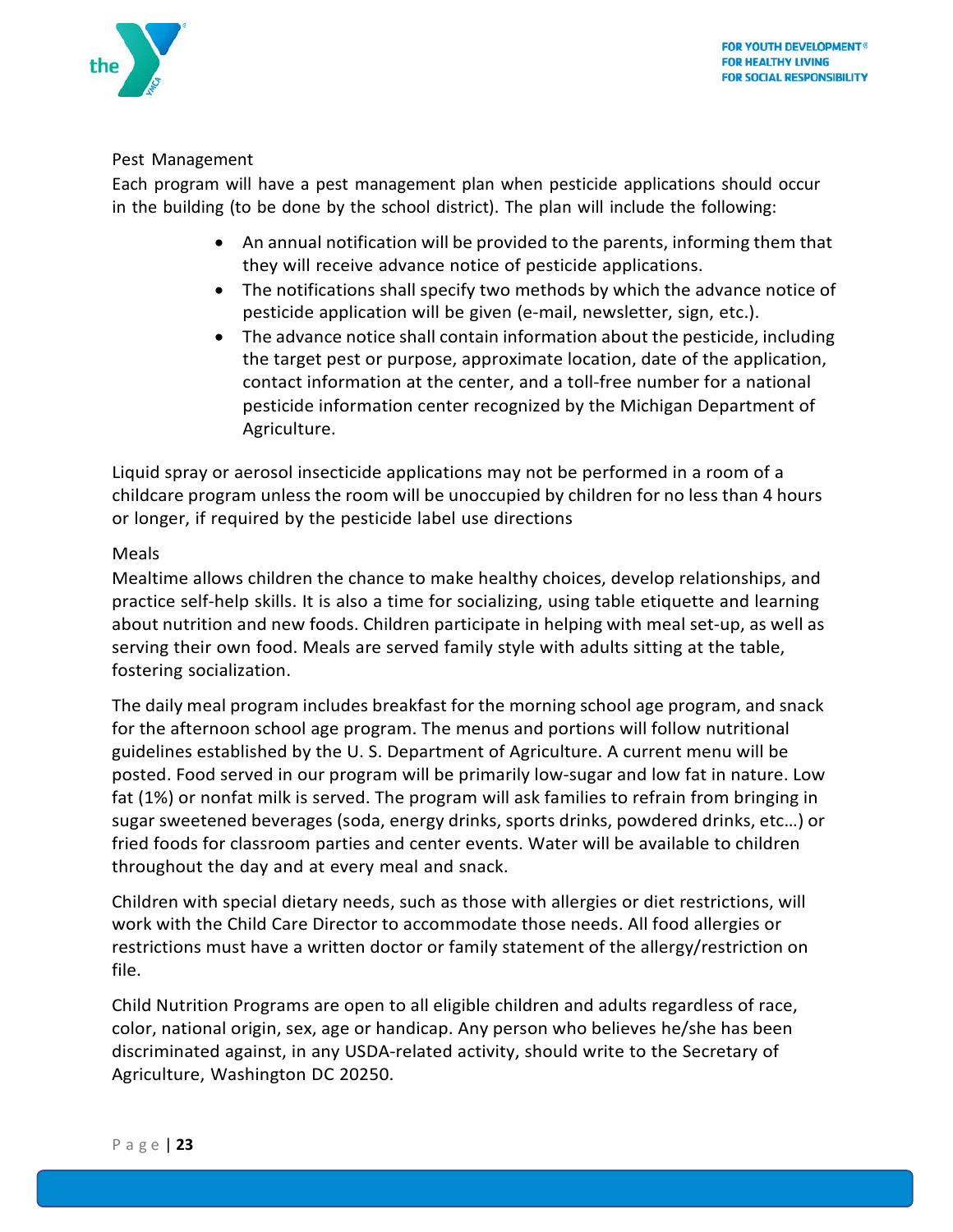## Pest Management

Each program will have a pest management plan when pesticide applications should occur in the building (to be done by the school district). The plan will include the following:

- An annual notification will be provided to the parents, informing them that they will receive advance notice of pesticide applications.
- The notifications shall specify two methods by which the advance notice of pesticide application will be given (e-mail, newsletter, sign, etc.).
- The advance notice shall contain information about the pesticide, including the target pest or purpose, approximate location, date of the application, contact information at the center, and a toll-free number for a national pesticide information center recognized by the Michigan Department of Agriculture.

Liquid spray or aerosol insecticide applications may not be performed in a room of a childcare program unless the room will be unoccupied by children for no less than 4 hours or longer, if required by the pesticide label use directions

## Meals

Mealtime allows children the chance to make healthy choices, develop relationships, and practice self-help skills. It is also a time for socializing, using table etiquette and learning about nutrition and new foods. Children participate in helping with meal set-up, as well as serving their own food. Meals are served family style with adults sitting at the table, fostering socialization.

The daily meal program includes breakfast for the morning school age program, and snack for the afternoon school age program. The menus and portions will follow nutritional guidelines established by the U. S. Department of Agriculture. A current menu will be posted. Food served in our program will be primarily low-sugar and low fat in nature. Low fat (1%) or nonfat milk is served. The program will ask families to refrain from bringing in sugar sweetened beverages (soda, energy drinks, sports drinks, powdered drinks, etc…) or fried foods for classroom parties and center events. Water will be available to children throughout the day and at every meal and snack.

Children with special dietary needs, such as those with allergies or diet restrictions, will work with the Child Care Director to accommodate those needs. All food allergies or restrictions must have a written doctor or family statement of the allergy/restriction on file.

Child Nutrition Programs are open to all eligible children and adults regardless of race, color, national origin, sex, age or handicap. Any person who believes he/she has been discriminated against, in any USDA-related activity, should write to the Secretary of Agriculture, Washington DC 20250.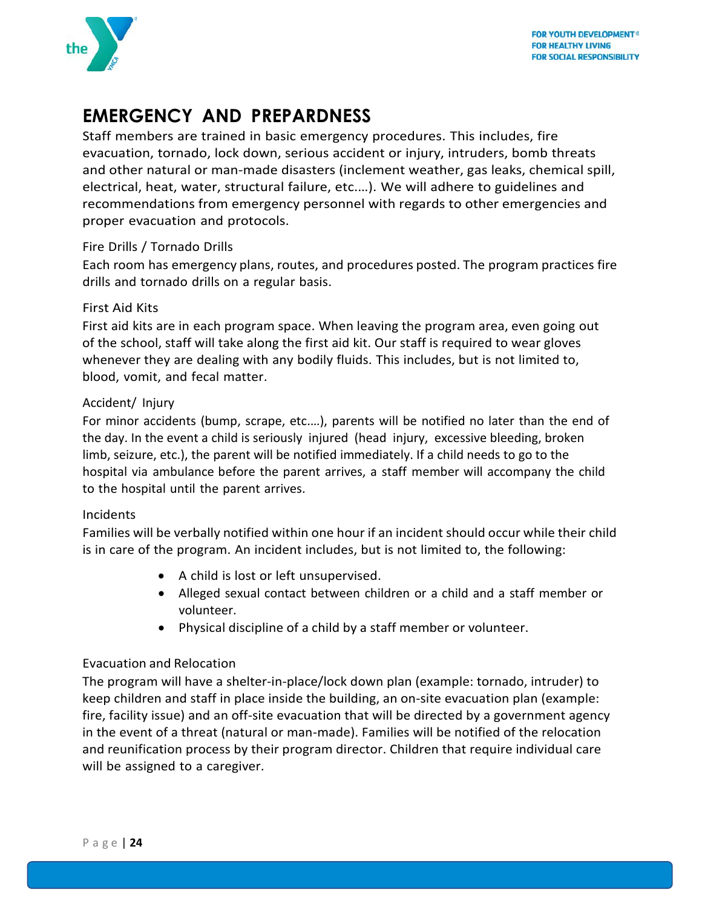# EMERGENCY AND PREPARDNESS

Staff members are trained in basic emergency procedures. This includes, fire evacuation, tornado, lock down, serious accident or injury, intruders, bomb threats and other natural or man-made disasters (inclement weather, gas leaks, chemical spill, electrical, heat, water, structural failure, etc.…). We will adhere to guidelines and recommendations from emergency personnel with regards to other emergencies and proper evacuation and protocols.

### Fire Drills / Tornado Drills

Each room has emergency plans, routes, and procedures posted. The program practices fire drills and tornado drills on a regular basis.

### First Aid Kits

First aid kits are in each program space. When leaving the program area, even going out of the school, staff will take along the first aid kit. Our staff is required to wear gloves whenever they are dealing with any bodily fluids. This includes, but is not limited to, blood, vomit, and fecal matter.

### Accident/ Injury

For minor accidents (bump, scrape, etc.…), parents will be notified no later than the end of the day. In the event a child is seriously injured (head injury, excessive bleeding, broken limb, seizure, etc.), the parent will be notified immediately. If a child needs to go to the hospital via ambulance before the parent arrives, a staff member will accompany the child to the hospital until the parent arrives.

### Incidents

Families will be verbally notified within one hour if an incident should occur while their child is in care of the program. An incident includes, but is not limited to, the following:

- A child is lost or left unsupervised.
- Alleged sexual contact between children or a child and a staff member or volunteer.
- Physical discipline of a child by a staff member or volunteer.

### Evacuation and Relocation

The program will have a shelter-in-place/lock down plan (example: tornado, intruder) to keep children and staff in place inside the building, an on-site evacuation plan (example: fire, facility issue) and an off-site evacuation that will be directed by a government agency in the event of a threat (natural or man-made). Families will be notified of the relocation and reunification process by their program director. Children that require individual care will be assigned to a caregiver.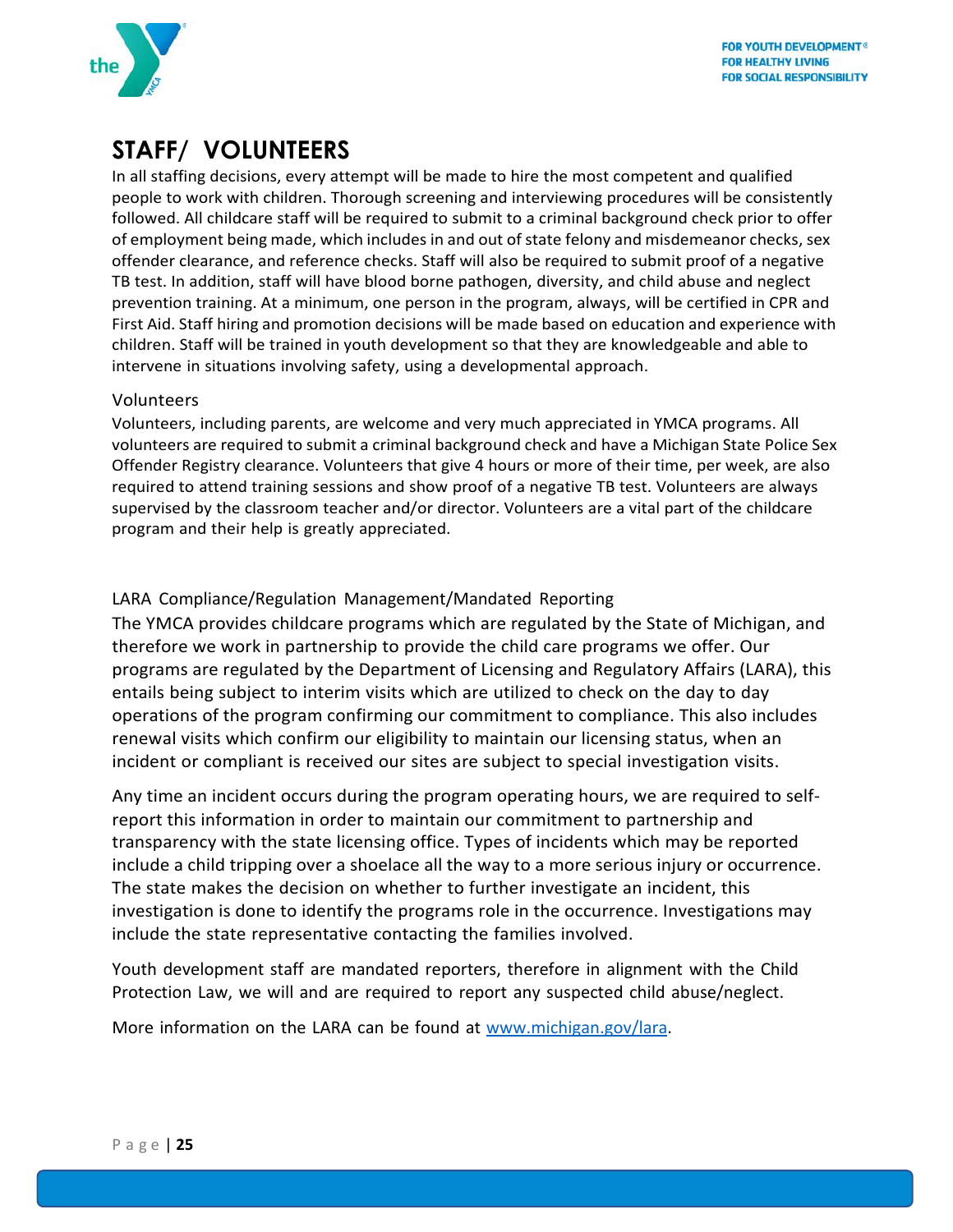# STAFF/ VOLUNTEERS

In all staffing decisions, every attempt will be made to hire the most competent and qualified people to work with children. Thorough screening and interviewing procedures will be consistently followed. All childcare staff will be required to submit to a criminal background check prior to offer of employment being made, which includes in and out of state felony and misdemeanor checks, sex offender clearance, and reference checks. Staff will also be required to submit proof of a negative TB test. In addition, staff will have blood borne pathogen, diversity, and child abuse and neglect prevention training. At a minimum, one person in the program, always, will be certified in CPR and First Aid. Staff hiring and promotion decisions will be made based on education and experience with children. Staff will be trained in youth development so that they are knowledgeable and able to intervene in situations involving safety, using a developmental approach.

## Volunteers

Volunteers, including parents, are welcome and very much appreciated in YMCA programs. All volunteers are required to submit a criminal background check and have a Michigan State Police Sex Offender Registry clearance. Volunteers that give 4 hours or more of their time, per week, are also required to attend training sessions and show proof of a negative TB test. Volunteers are always supervised by the classroom teacher and/or director. Volunteers are a vital part of the childcare program and their help is greatly appreciated.

## LARA Compliance/Regulation Management/Mandated Reporting

The YMCA provides childcare programs which are regulated by the State of Michigan, and therefore we work in partnership to provide the child care programs we offer. Our programs are regulated by the Department of Licensing and Regulatory Affairs (LARA), this entails being subject to interim visits which are utilized to check on the day to day operations of the program confirming our commitment to compliance. This also includes renewal visits which confirm our eligibility to maintain our licensing status, when an incident or compliant is received our sites are subject to special investigation visits.

Any time an incident occurs during the program operating hours, we are required to self-report this information in order to maintain our commitment to partnership and transparency with the state licensing office. Types of incidents which may be reported include a child tripping over a shoelace all the way to a more serious injury or occurrence. The state makes the decision on whether to further investigate an incident, this investigation is done to identify the programs role in the occurrence. Investigations may include the state representative contacting the families involved.

Youth development staff are mandated reporters, therefore in alignment with the Child Protection Law, we will and are required to report any suspected child abuse/neglect.

More information on the LARA can be found at [www.michigan.gov/lara](www.michigan.gov/lara).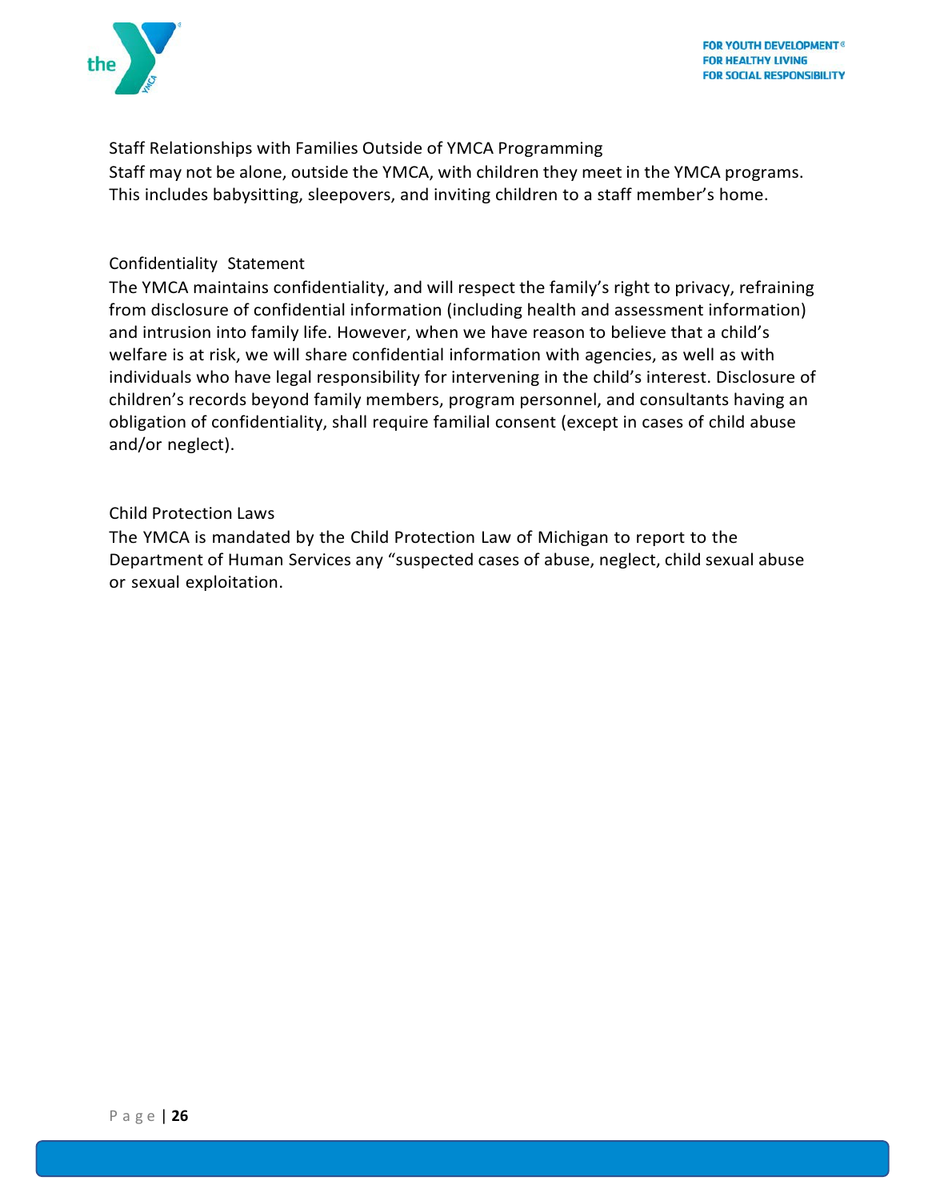## Staff Relationships with Families Outside of YMCA Programming

Staff may not be alone, outside the YMCA, with children they meet in the YMCA programs. This includes babysitting, sleepovers, and inviting children to a staff member's home.

## Confidentiality Statement

The YMCA maintains confidentiality, and will respect the family's right to privacy, refraining from disclosure of confidential information (including health and assessment information) and intrusion into family life. However, when we have reason to believe that a child's welfare is at risk, we will share confidential information with agencies, as well as with individuals who have legal responsibility for intervening in the child's interest. Disclosure of children's records beyond family members, program personnel, and consultants having an obligation of confidentiality, shall require familial consent (except in cases of child abuse and/or neglect).

## Child Protection Laws

The YMCA is mandated by the Child Protection Law of Michigan to report to the Department of Human Services any "suspected cases of abuse, neglect, child sexual abuse or sexual exploitation.